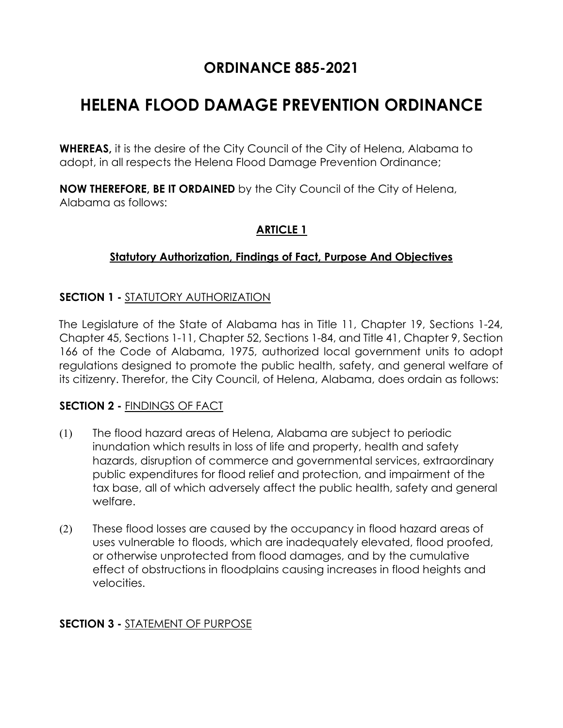# ORDINANCE 885-2021

# HELENA FLOOD DAMAGE PREVENTION ORDINANCE

**WHEREAS,** it is the desire of the City Council of the City of Helena, Alabama to adopt, in all respects the Helena Flood Damage Prevention Ordinance;

**NOW THEREFORE, BE IT ORDAINED** by the City Council of the City of Helena, Alabama as follows:

## ARTICLE 1

### Statutory Authorization, Findings of Fact, Purpose And Objectives

**SECTION 1 -** STATUTORY AUTHORIZATION

The Legislature of the State of Alabama has in Title 11, Chapter 19, Sections 1-24, Chapter 45, Sections 1-11, Chapter 52, Sections 1-84, and Title 41, Chapter 9, Section 166 of the Code of Alabama, 1975, authorized local government units to adopt regulations designed to promote the public health, safety, and general welfare of its citizenry. Therefor, the City Council, of Helena, Alabama, does ordain as follows:

**SECTION 2 -** FINDINGS OF FACT

(1) The flood hazard areas of Helena, Alabama are subject to periodic inundation which results in loss of life and property, health and safety hazards, disruption of commerce and governmental services, extraordinary public expenditures for flood relief and protection, and impairment of the tax base, all of which adversely affect the public health, safety and general welfare.

(2) These flood losses are caused by the occupancy in flood hazard areas of uses vulnerable to floods, which are inadequately elevated, flood proofed, or otherwise unprotected from flood damages, and by the cumulative effect of obstructions in floodplains causing increases in flood heights and velocities.

**SECTION 3 -** STATEMENT OF PURPOSE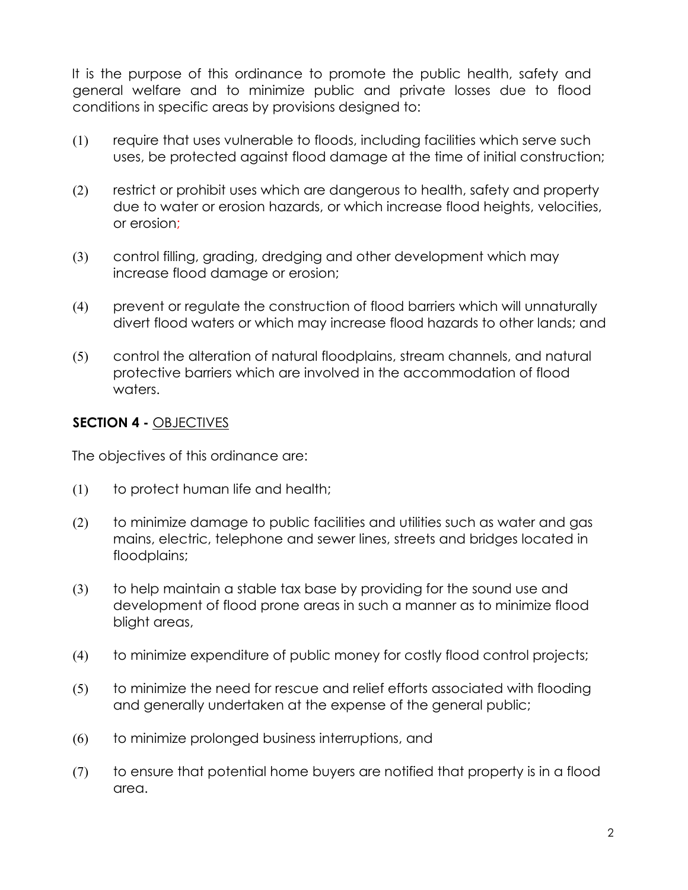It is the purpose of this ordinance to promote the public health, safety and general welfare and to minimize public and private losses due to flood conditions in specific areas by provisions designed to:

(1) require that uses vulnerable to floods, including facilities which serve such uses, be protected against flood damage at the time of initial construction;

(2) restrict or prohibit uses which are dangerous to health, safety and property due to water or erosion hazards, or which increase flood heights, velocities, or erosion;

(3) control filling, grading, dredging and other development which may increase flood damage or erosion;

(4) prevent or regulate the construction of flood barriers which will unnaturally divert flood waters or which may increase flood hazards to other lands; and

(5) control the alteration of natural floodplains, stream channels, and natural protective barriers which are involved in the accommodation of flood waters.

## SECTION 4 - OBJECTIVES

The objectives of this ordinance are:

(1) to protect human life and health;

(2) to minimize damage to public facilities and utilities such as water and gas mains, electric, telephone and sewer lines, streets and bridges located in floodplains;

(3) to help maintain a stable tax base by providing for the sound use and development of flood prone areas in such a manner as to minimize flood blight areas,

(4) to minimize expenditure of public money for costly flood control projects;

(5) to minimize the need for rescue and relief efforts associated with flooding and generally undertaken at the expense of the general public;

(6) to minimize prolonged business interruptions, and

(7) to ensure that potential home buyers are notified that property is in a flood area.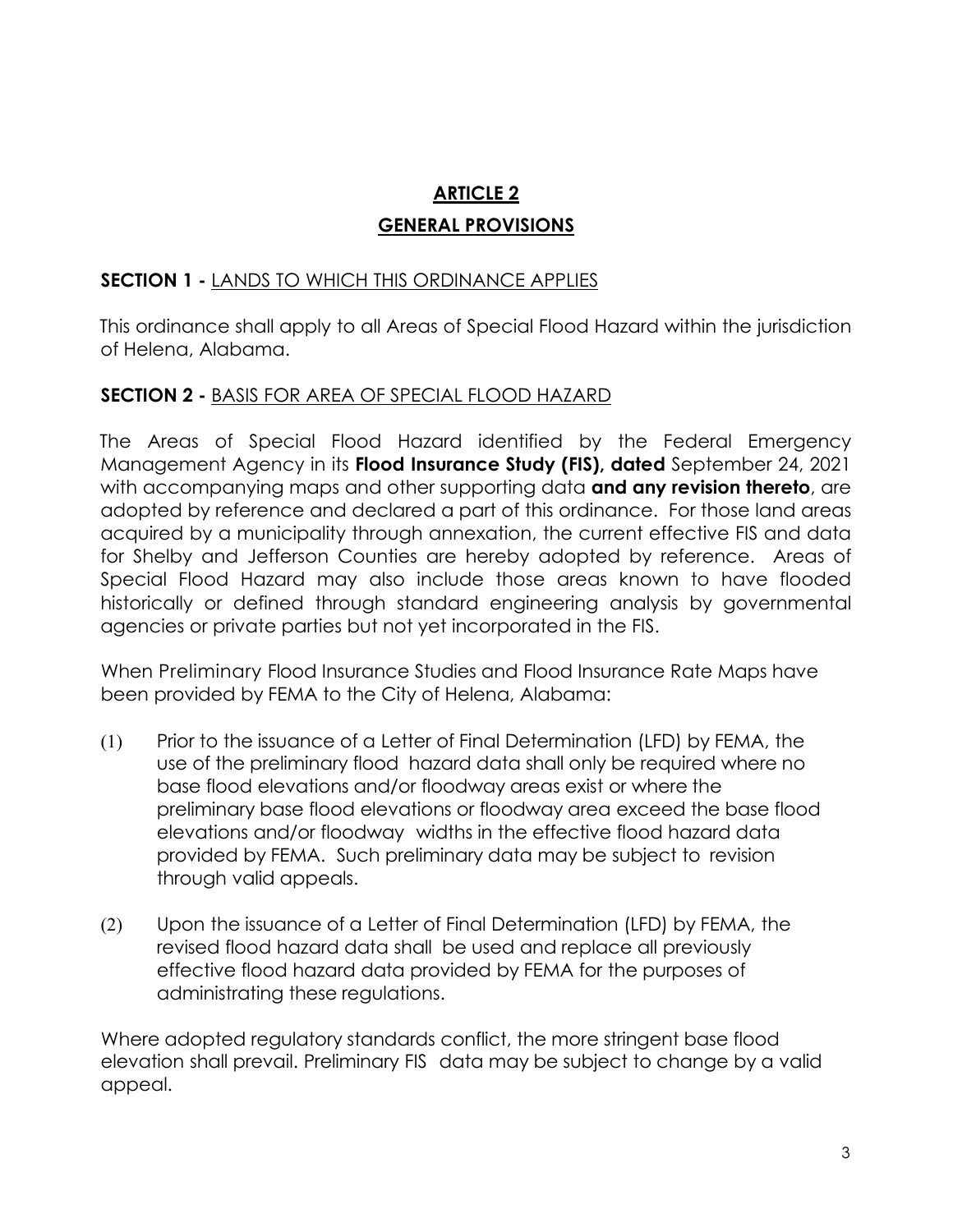# ARTICLE 2

## GENERAL PROVISIONS

**SECTION 1 -** LANDS TO WHICH THIS ORDINANCE APPLIES

This ordinance shall apply to all Areas of Special Flood Hazard within the jurisdiction of Helena, Alabama.

**SECTION 2 -** BASIS FOR AREA OF SPECIAL FLOOD HAZARD

The Areas of Special Flood Hazard identified by the Federal Emergency Management Agency in its **Flood Insurance Study (FIS), dated** September 24, 2021 with accompanying maps and other supporting data **and any revision thereto**, are adopted by reference and declared a part of this ordinance. For those land areas acquired by a municipality through annexation, the current effective FIS and data for Shelby and Jefferson Counties are hereby adopted by reference. Areas of Special Flood Hazard may also include those areas known to have flooded historically or defined through standard engineering analysis by governmental agencies or private parties but not yet incorporated in the FIS.

When Preliminary Flood Insurance Studies and Flood Insurance Rate Maps have been provided by FEMA to the City of Helena, Alabama:

(1) Prior to the issuance of a Letter of Final Determination (LFD) by FEMA, the use of the preliminary flood hazard data shall only be required where no base flood elevations and/or floodway areas exist or where the preliminary base flood elevations or floodway area exceed the base flood elevations and/or floodway widths in the effective flood hazard data provided by FEMA. Such preliminary data may be subject to revision through valid appeals.

(2) Upon the issuance of a Letter of Final Determination (LFD) by FEMA, the revised flood hazard data shall be used and replace all previously effective flood hazard data provided by FEMA for the purposes of administrating these regulations.

Where adopted regulatory standards conflict, the more stringent base flood elevation shall prevail. Preliminary FIS data may be subject to change by a valid appeal.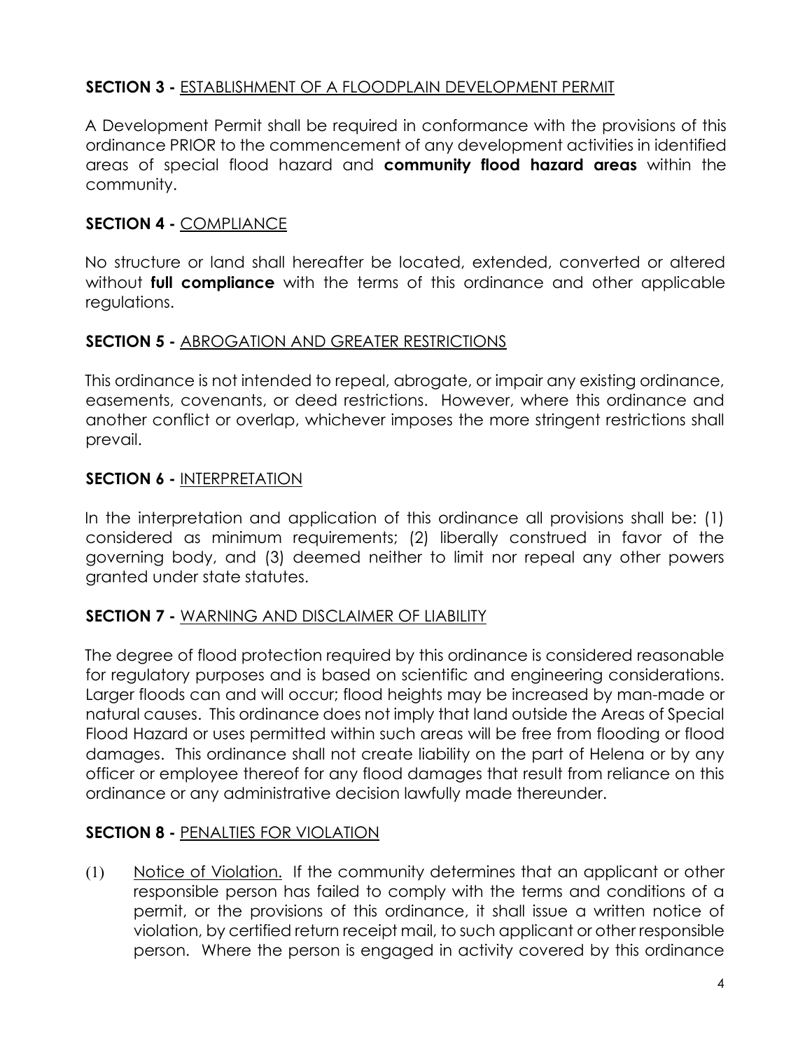**SECTION 3 -** ESTABLISHMENT OF A FLOODPLAIN DEVELOPMENT PERMIT

A Development Permit shall be required in conformance with the provisions of this ordinance PRIOR to the commencement of any development activities in identified areas of special flood hazard and **community flood hazard areas** within the community.

**SECTION 4 -** COMPLIANCE

No structure or land shall hereafter be located, extended, converted or altered without **full compliance** with the terms of this ordinance and other applicable regulations.

**SECTION 5 -** ABROGATION AND GREATER RESTRICTIONS

This ordinance is not intended to repeal, abrogate, or impair any existing ordinance, easements, covenants, or deed restrictions. However, where this ordinance and another conflict or overlap, whichever imposes the more stringent restrictions shall prevail.

**SECTION 6 -** INTERPRETATION

In the interpretation and application of this ordinance all provisions shall be: (1) considered as minimum requirements; (2) liberally construed in favor of the governing body, and (3) deemed neither to limit nor repeal any other powers granted under state statutes.

**SECTION 7 -** WARNING AND DISCLAIMER OF LIABILITY

The degree of flood protection required by this ordinance is considered reasonable for regulatory purposes and is based on scientific and engineering considerations. Larger floods can and will occur; flood heights may be increased by man-made or natural causes. This ordinance does not imply that land outside the Areas of Special Flood Hazard or uses permitted within such areas will be free from flooding or flood damages. This ordinance shall not create liability on the part of Helena or by any officer or employee thereof for any flood damages that result from reliance on this ordinance or any administrative decision lawfully made thereunder.

**SECTION 8 -** PENALTIES FOR VIOLATION

(1) Notice of Violation. If the community determines that an applicant or other responsible person has failed to comply with the terms and conditions of a permit, or the provisions of this ordinance, it shall issue a written notice of violation, by certified return receipt mail, to such applicant or other responsible person. Where the person is engaged in activity covered by this ordinance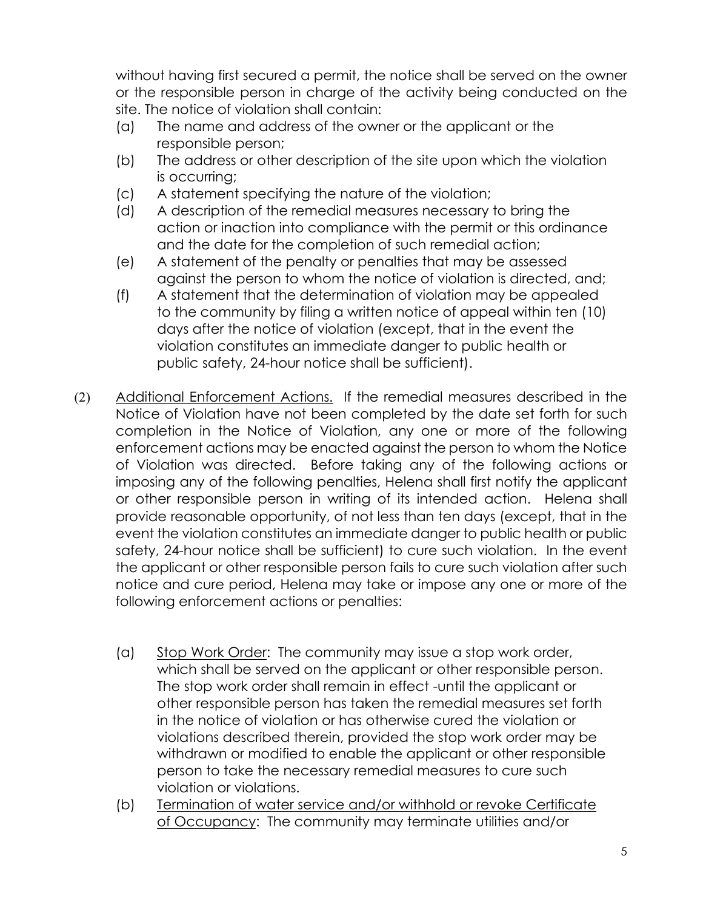without having first secured a permit, the notice shall be served on the owner or the responsible person in charge of the activity being conducted on the site. The notice of violation shall contain:

(a) The name and address of the owner or the applicant or the responsible person;

(b) The address or other description of the site upon which the violation is occurring;

(c) A statement specifying the nature of the violation;

(d) A description of the remedial measures necessary to bring the action or inaction into compliance with the permit or this ordinance and the date for the completion of such remedial action;

(e) A statement of the penalty or penalties that may be assessed against the person to whom the notice of violation is directed, and;

(f) A statement that the determination of violation may be appealed to the community by filing a written notice of appeal within ten (10) days after the notice of violation (except, that in the event the violation constitutes an immediate danger to public health or public safety, 24-hour notice shall be sufficient).

(2) <u>Additional Enforcement Actions.</u> If the remedial measures described in the Notice of Violation have not been completed by the date set forth for such completion in the Notice of Violation, any one or more of the following enforcement actions may be enacted against the person to whom the Notice of Violation was directed. Before taking any of the following actions or imposing any of the following penalties, Helena shall first notify the applicant or other responsible person in writing of its intended action. Helena shall provide reasonable opportunity, of not less than ten days (except, that in the event the violation constitutes an immediate danger to public health or public safety, 24-hour notice shall be sufficient) to cure such violation. In the event the applicant or other responsible person fails to cure such violation after such notice and cure period, Helena may take or impose any one or more of the following enforcement actions or penalties:

(a) <u>Stop Work Order</u>: The community may issue a stop work order, which shall be served on the applicant or other responsible person. The stop work order shall remain in effect -until the applicant or other responsible person has taken the remedial measures set forth in the notice of violation or has otherwise cured the violation or violations described therein, provided the stop work order may be withdrawn or modified to enable the applicant or other responsible person to take the necessary remedial measures to cure such violation or violations.

(b) <u>Termination of water service and/or withhold or revoke Certificate of Occupancy</u>: The community may terminate utilities and/or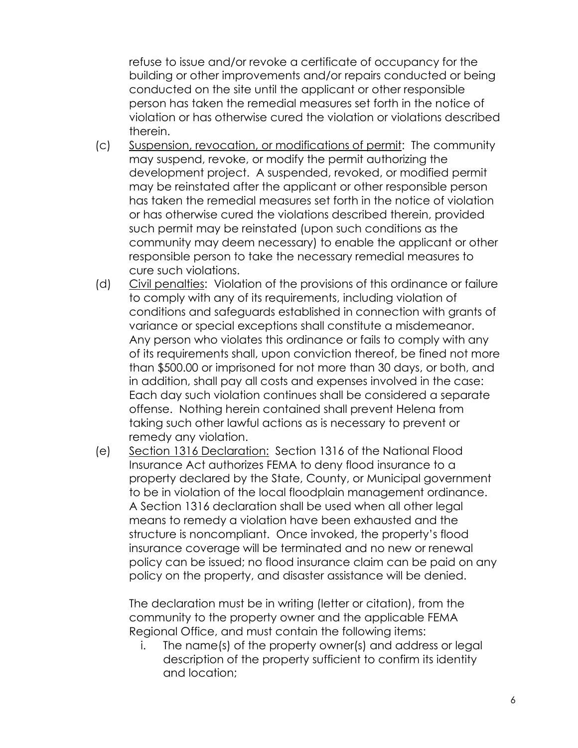refuse to issue and/or revoke a certificate of occupancy for the building or other improvements and/or repairs conducted or being conducted on the site until the applicant or other responsible person has taken the remedial measures set forth in the notice of violation or has otherwise cured the violation or violations described therein.

(c) Suspension, revocation, or modifications of permit: The community may suspend, revoke, or modify the permit authorizing the development project. A suspended, revoked, or modified permit may be reinstated after the applicant or other responsible person has taken the remedial measures set forth in the notice of violation or has otherwise cured the violations described therein, provided such permit may be reinstated (upon such conditions as the community may deem necessary) to enable the applicant or other responsible person to take the necessary remedial measures to cure such violations.

(d) Civil penalties: Violation of the provisions of this ordinance or failure to comply with any of its requirements, including violation of conditions and safeguards established in connection with grants of variance or special exceptions shall constitute a misdemeanor. Any person who violates this ordinance or fails to comply with any of its requirements shall, upon conviction thereof, be fined not more than $500.00 or imprisoned for not more than 30 days, or both, and in addition, shall pay all costs and expenses involved in the case: Each day such violation continues shall be considered a separate offense. Nothing herein contained shall prevent Helena from taking such other lawful actions as is necessary to prevent or remedy any violation.

(e) Section 1316 Declaration: Section 1316 of the National Flood Insurance Act authorizes FEMA to deny flood insurance to a property declared by the State, County, or Municipal government to be in violation of the local floodplain management ordinance. A Section 1316 declaration shall be used when all other legal means to remedy a violation have been exhausted and the structure is noncompliant. Once invoked, the property's flood insurance coverage will be terminated and no new or renewal policy can be issued; no flood insurance claim can be paid on any policy on the property, and disaster assistance will be denied.

The declaration must be in writing (letter or citation), from the community to the property owner and the applicable FEMA Regional Office, and must contain the following items:

i. The name(s) of the property owner(s) and address or legal description of the property sufficient to confirm its identity and location;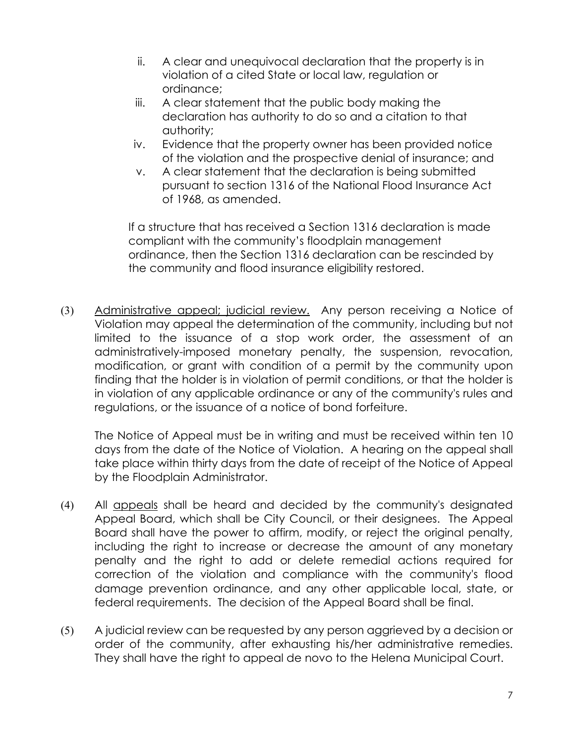ii. A clear and unequivocal declaration that the property is in violation of a cited State or local law, regulation or ordinance;

iii. A clear statement that the public body making the declaration has authority to do so and a citation to that authority;

iv. Evidence that the property owner has been provided notice of the violation and the prospective denial of insurance; and

v. A clear statement that the declaration is being submitted pursuant to section 1316 of the National Flood Insurance Act of 1968, as amended.

If a structure that has received a Section 1316 declaration is made compliant with the community's floodplain management ordinance, then the Section 1316 declaration can be rescinded by the community and flood insurance eligibility restored.

(3) Administrative appeal; judicial review. Any person receiving a Notice of Violation may appeal the determination of the community, including but not limited to the issuance of a stop work order, the assessment of an administratively-imposed monetary penalty, the suspension, revocation, modification, or grant with condition of a permit by the community upon finding that the holder is in violation of permit conditions, or that the holder is in violation of any applicable ordinance or any of the community's rules and regulations, or the issuance of a notice of bond forfeiture.

The Notice of Appeal must be in writing and must be received within ten 10 days from the date of the Notice of Violation. A hearing on the appeal shall take place within thirty days from the date of receipt of the Notice of Appeal by the Floodplain Administrator.

(4) All appeals shall be heard and decided by the community's designated Appeal Board, which shall be City Council, or their designees. The Appeal Board shall have the power to affirm, modify, or reject the original penalty, including the right to increase or decrease the amount of any monetary penalty and the right to add or delete remedial actions required for correction of the violation and compliance with the community's flood damage prevention ordinance, and any other applicable local, state, or federal requirements. The decision of the Appeal Board shall be final.

(5) A judicial review can be requested by any person aggrieved by a decision or order of the community, after exhausting his/her administrative remedies. They shall have the right to appeal de novo to the Helena Municipal Court.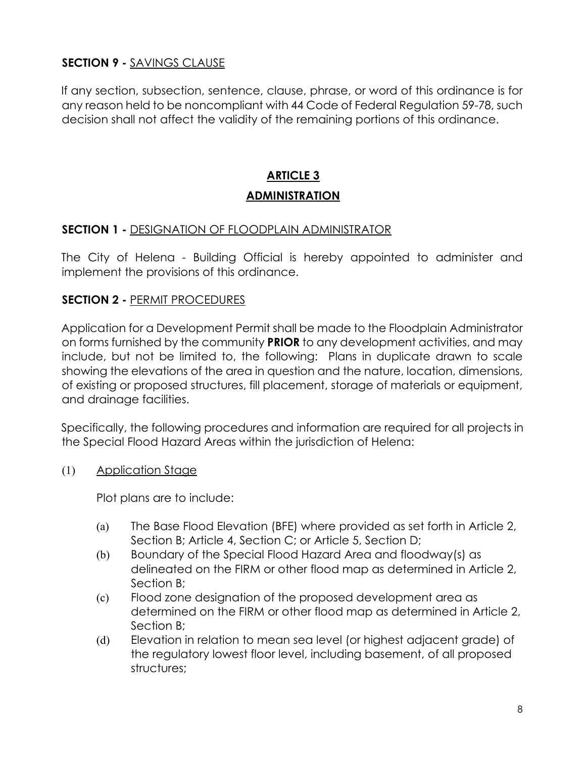**SECTION 9 -** SAVINGS CLAUSE

If any section, subsection, sentence, clause, phrase, or word of this ordinance is for any reason held to be noncompliant with 44 Code of Federal Regulation 59-78, such decision shall not affect the validity of the remaining portions of this ordinance.

## ARTICLE 3

## ADMINISTRATION

**SECTION 1 -** DESIGNATION OF FLOODPLAIN ADMINISTRATOR

The City of Helena - Building Official is hereby appointed to administer and implement the provisions of this ordinance.

**SECTION 2 -** PERMIT PROCEDURES

Application for a Development Permit shall be made to the Floodplain Administrator on forms furnished by the community **PRIOR** to any development activities, and may include, but not be limited to, the following: Plans in duplicate drawn to scale showing the elevations of the area in question and the nature, location, dimensions, of existing or proposed structures, fill placement, storage of materials or equipment, and drainage facilities.

Specifically, the following procedures and information are required for all projects in the Special Flood Hazard Areas within the jurisdiction of Helena:

(1) Application Stage

Plot plans are to include:

(a) The Base Flood Elevation (BFE) where provided as set forth in Article 2, Section B; Article 4, Section C; or Article 5, Section D;

(b) Boundary of the Special Flood Hazard Area and floodway(s) as delineated on the FIRM or other flood map as determined in Article 2, Section B;

(c) Flood zone designation of the proposed development area as determined on the FIRM or other flood map as determined in Article 2, Section B;

(d) Elevation in relation to mean sea level (or highest adjacent grade) of the regulatory lowest floor level, including basement, of all proposed structures;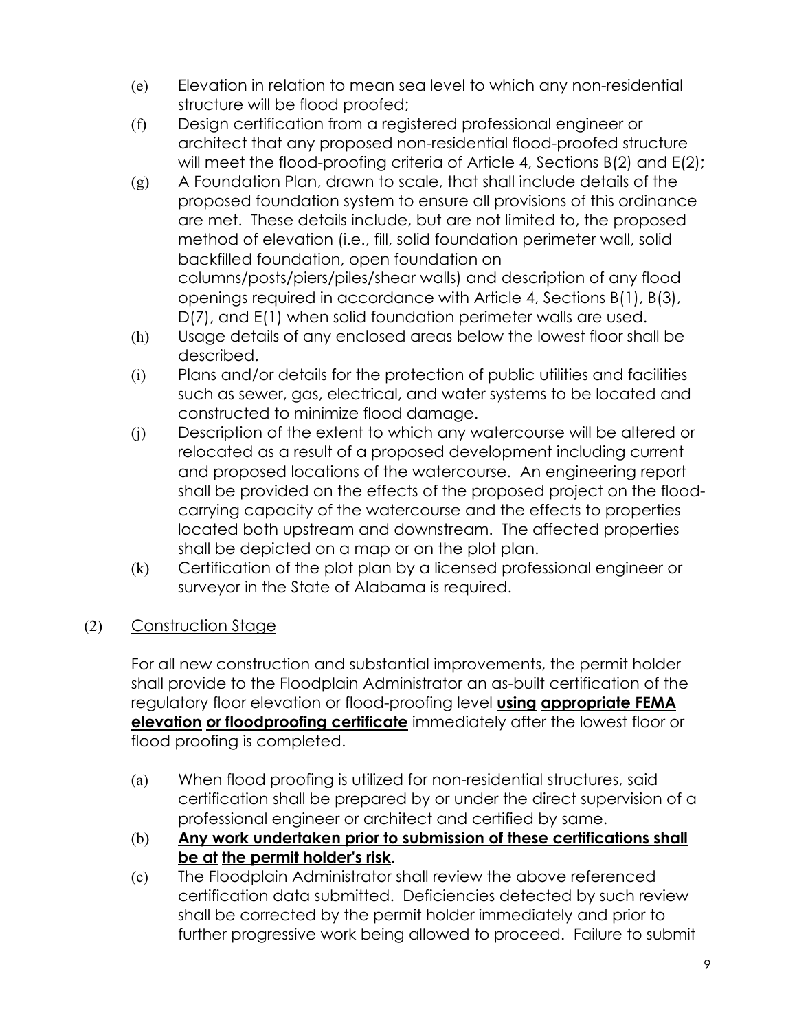(e) Elevation in relation to mean sea level to which any non-residential structure will be flood proofed;

(f) Design certification from a registered professional engineer or architect that any proposed non-residential flood-proofed structure will meet the flood-proofing criteria of Article 4, Sections B(2) and E(2);

(g) A Foundation Plan, drawn to scale, that shall include details of the proposed foundation system to ensure all provisions of this ordinance are met. These details include, but are not limited to, the proposed method of elevation (i.e., fill, solid foundation perimeter wall, solid backfilled foundation, open foundation on columns/posts/piers/piles/shear walls) and description of any flood openings required in accordance with Article 4, Sections B(1), B(3), D(7), and E(1) when solid foundation perimeter walls are used.

(h) Usage details of any enclosed areas below the lowest floor shall be described.

(i) Plans and/or details for the protection of public utilities and facilities such as sewer, gas, electrical, and water systems to be located and constructed to minimize flood damage.

(j) Description of the extent to which any watercourse will be altered or relocated as a result of a proposed development including current and proposed locations of the watercourse. An engineering report shall be provided on the effects of the proposed project on the flood-carrying capacity of the watercourse and the effects to properties located both upstream and downstream. The affected properties shall be depicted on a map or on the plot plan.

(k) Certification of the plot plan by a licensed professional engineer or surveyor in the State of Alabama is required.

(2) Construction Stage

For all new construction and substantial improvements, the permit holder shall provide to the Floodplain Administrator an as-built certification of the regulatory floor elevation or flood-proofing level **using appropriate FEMA elevation or floodproofing certificate** immediately after the lowest floor or flood proofing is completed.

(a) When flood proofing is utilized for non-residential structures, said certification shall be prepared by or under the direct supervision of a professional engineer or architect and certified by same.

(b) **Any work undertaken prior to submission of these certifications shall be at the permit holder's risk.**

(c) The Floodplain Administrator shall review the above referenced certification data submitted. Deficiencies detected by such review shall be corrected by the permit holder immediately and prior to further progressive work being allowed to proceed. Failure to submit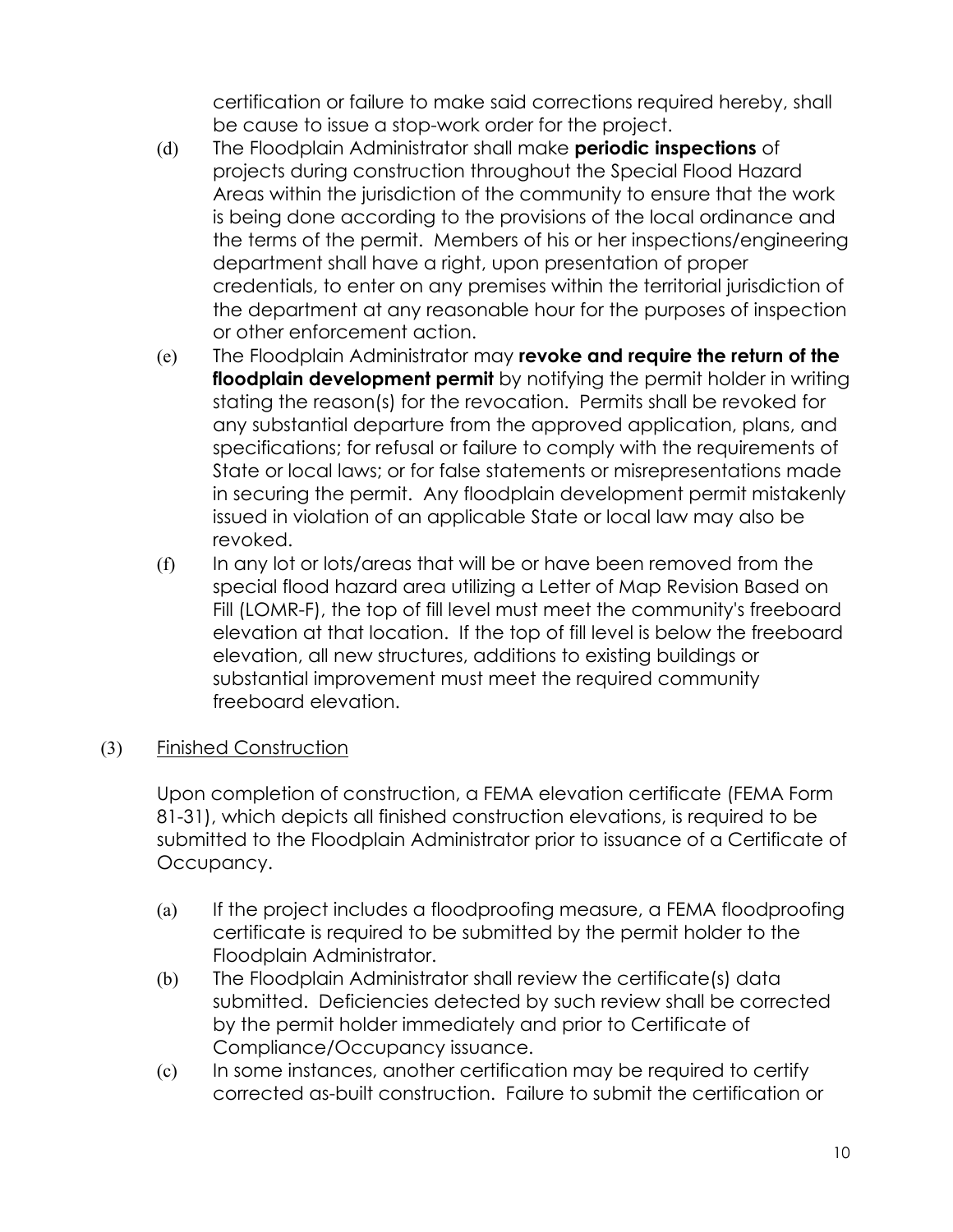certification or failure to make said corrections required hereby, shall be cause to issue a stop-work order for the project.

(d) The Floodplain Administrator shall make **periodic inspections** of projects during construction throughout the Special Flood Hazard Areas within the jurisdiction of the community to ensure that the work is being done according to the provisions of the local ordinance and the terms of the permit. Members of his or her inspections/engineering department shall have a right, upon presentation of proper credentials, to enter on any premises within the territorial jurisdiction of the department at any reasonable hour for the purposes of inspection or other enforcement action.

(e) The Floodplain Administrator may **revoke and require the return of the floodplain development permit** by notifying the permit holder in writing stating the reason(s) for the revocation. Permits shall be revoked for any substantial departure from the approved application, plans, and specifications; for refusal or failure to comply with the requirements of State or local laws; or for false statements or misrepresentations made in securing the permit. Any floodplain development permit mistakenly issued in violation of an applicable State or local law may also be revoked.

(f) In any lot or lots/areas that will be or have been removed from the special flood hazard area utilizing a Letter of Map Revision Based on Fill (LOMR-F), the top of fill level must meet the community's freeboard elevation at that location. If the top of fill level is below the freeboard elevation, all new structures, additions to existing buildings or substantial improvement must meet the required community freeboard elevation.

(3) Finished Construction

Upon completion of construction, a FEMA elevation certificate (FEMA Form 81-31), which depicts all finished construction elevations, is required to be submitted to the Floodplain Administrator prior to issuance of a Certificate of Occupancy.

(a) If the project includes a floodproofing measure, a FEMA floodproofing certificate is required to be submitted by the permit holder to the Floodplain Administrator.

(b) The Floodplain Administrator shall review the certificate(s) data submitted. Deficiencies detected by such review shall be corrected by the permit holder immediately and prior to Certificate of Compliance/Occupancy issuance.

(c) In some instances, another certification may be required to certify corrected as-built construction. Failure to submit the certification or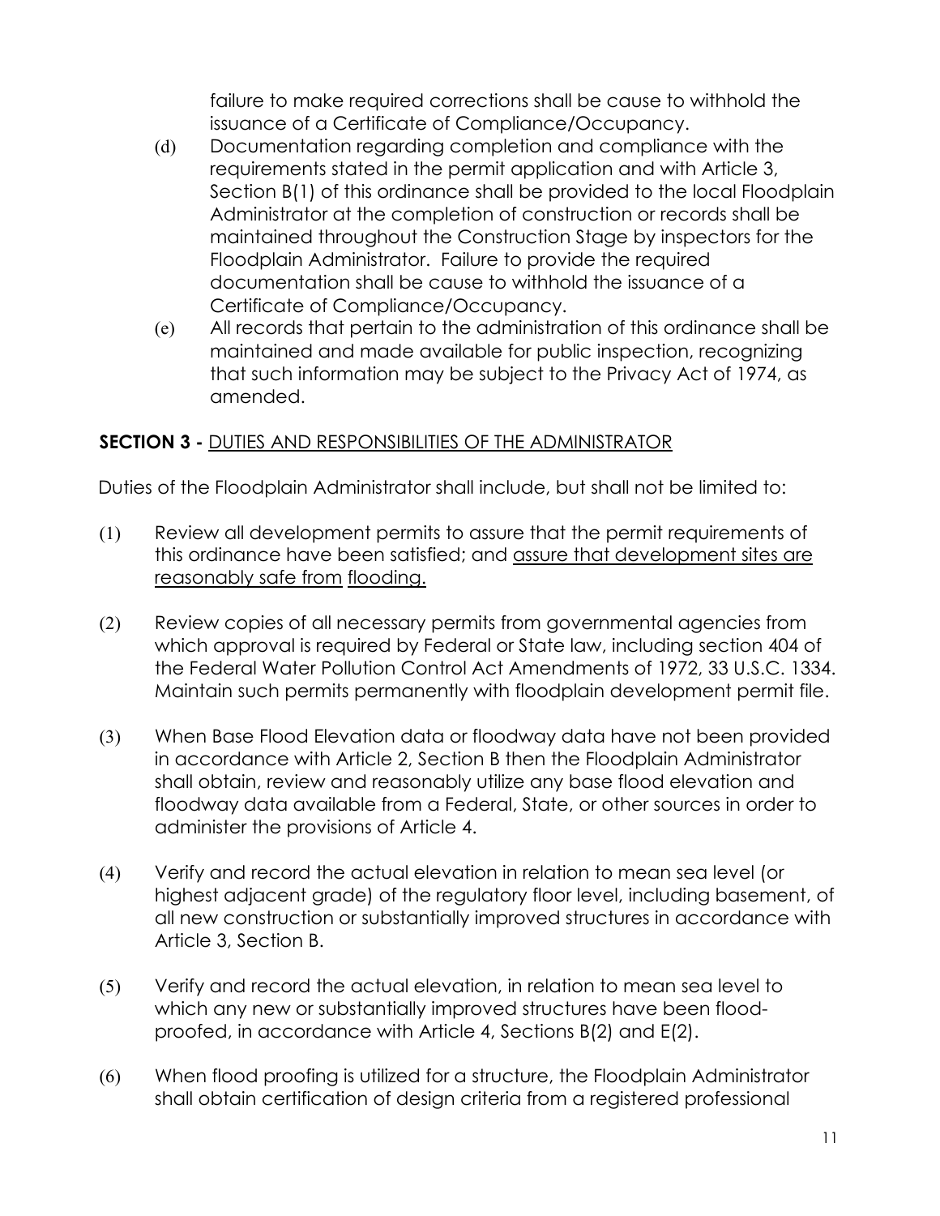failure to make required corrections shall be cause to withhold the issuance of a Certificate of Compliance/Occupancy.

(d) Documentation regarding completion and compliance with the requirements stated in the permit application and with Article 3, Section B(1) of this ordinance shall be provided to the local Floodplain Administrator at the completion of construction or records shall be maintained throughout the Construction Stage by inspectors for the Floodplain Administrator. Failure to provide the required documentation shall be cause to withhold the issuance of a Certificate of Compliance/Occupancy.

(e) All records that pertain to the administration of this ordinance shall be maintained and made available for public inspection, recognizing that such information may be subject to the Privacy Act of 1974, as amended.

**SECTION 3 -** <u>DUTIES AND RESPONSIBILITIES OF THE ADMINISTRATOR</u>

Duties of the Floodplain Administrator shall include, but shall not be limited to:

(1) Review all development permits to assure that the permit requirements of this ordinance have been satisfied; and <u>assure that development sites are reasonably safe from flooding.</u>

(2) Review copies of all necessary permits from governmental agencies from which approval is required by Federal or State law, including section 404 of the Federal Water Pollution Control Act Amendments of 1972, 33 U.S.C. 1334. Maintain such permits permanently with floodplain development permit file.

(3) When Base Flood Elevation data or floodway data have not been provided in accordance with Article 2, Section B then the Floodplain Administrator shall obtain, review and reasonably utilize any base flood elevation and floodway data available from a Federal, State, or other sources in order to administer the provisions of Article 4.

(4) Verify and record the actual elevation in relation to mean sea level (or highest adjacent grade) of the regulatory floor level, including basement, of all new construction or substantially improved structures in accordance with Article 3, Section B.

(5) Verify and record the actual elevation, in relation to mean sea level to which any new or substantially improved structures have been flood-proofed, in accordance with Article 4, Sections B(2) and E(2).

(6) When flood proofing is utilized for a structure, the Floodplain Administrator shall obtain certification of design criteria from a registered professional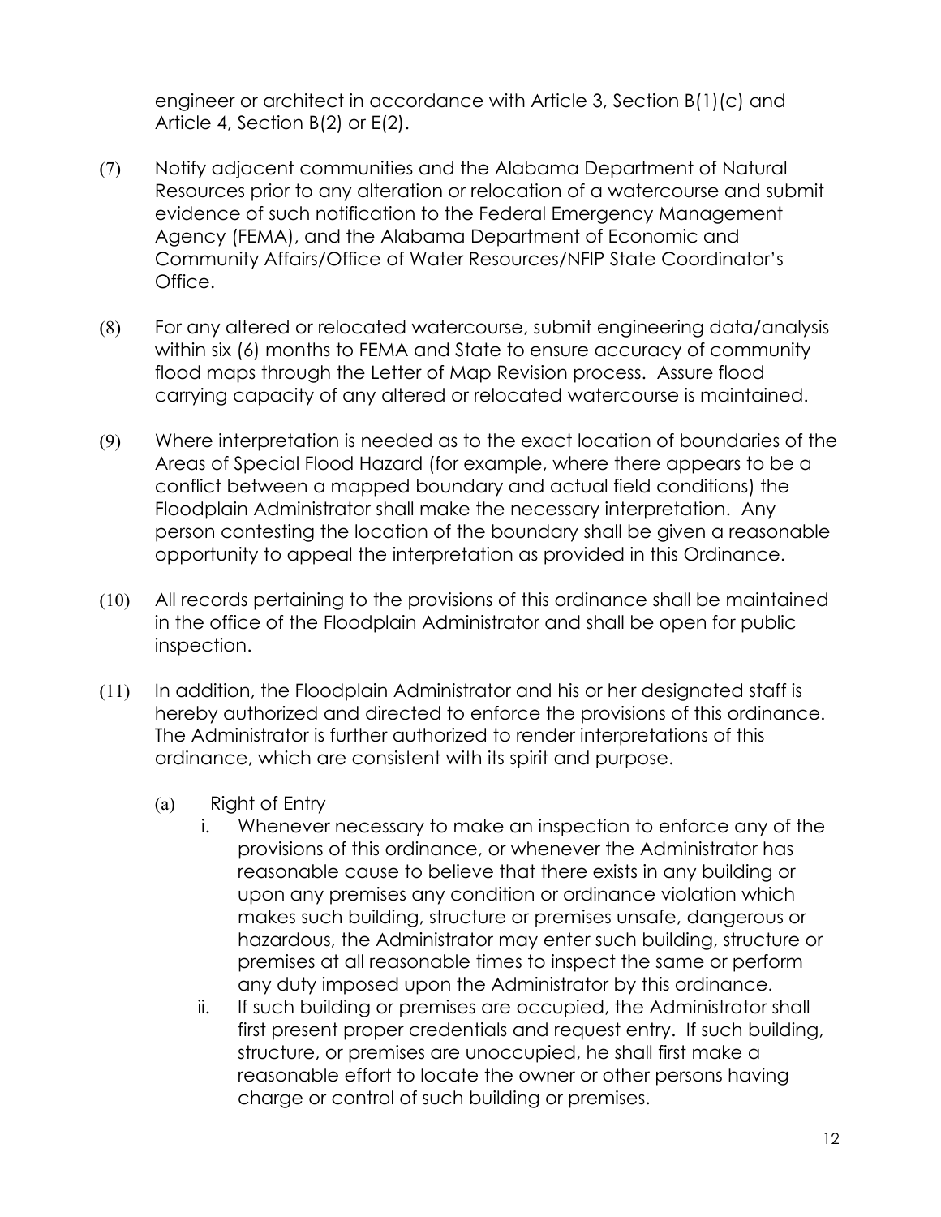engineer or architect in accordance with Article 3, Section B(1)(c) and Article 4, Section B(2) or E(2).

(7) Notify adjacent communities and the Alabama Department of Natural Resources prior to any alteration or relocation of a watercourse and submit evidence of such notification to the Federal Emergency Management Agency (FEMA), and the Alabama Department of Economic and Community Affairs/Office of Water Resources/NFIP State Coordinator's Office.

(8) For any altered or relocated watercourse, submit engineering data/analysis within six (6) months to FEMA and State to ensure accuracy of community flood maps through the Letter of Map Revision process. Assure flood carrying capacity of any altered or relocated watercourse is maintained.

(9) Where interpretation is needed as to the exact location of boundaries of the Areas of Special Flood Hazard (for example, where there appears to be a conflict between a mapped boundary and actual field conditions) the Floodplain Administrator shall make the necessary interpretation. Any person contesting the location of the boundary shall be given a reasonable opportunity to appeal the interpretation as provided in this Ordinance.

(10) All records pertaining to the provisions of this ordinance shall be maintained in the office of the Floodplain Administrator and shall be open for public inspection.

(11) In addition, the Floodplain Administrator and his or her designated staff is hereby authorized and directed to enforce the provisions of this ordinance. The Administrator is further authorized to render interpretations of this ordinance, which are consistent with its spirit and purpose.

   (a) Right of Entry

      i. Whenever necessary to make an inspection to enforce any of the provisions of this ordinance, or whenever the Administrator has reasonable cause to believe that there exists in any building or upon any premises any condition or ordinance violation which makes such building, structure or premises unsafe, dangerous or hazardous, the Administrator may enter such building, structure or premises at all reasonable times to inspect the same or perform any duty imposed upon the Administrator by this ordinance.

      ii. If such building or premises are occupied, the Administrator shall first present proper credentials and request entry. If such building, structure, or premises are unoccupied, he shall first make a reasonable effort to locate the owner or other persons having charge or control of such building or premises.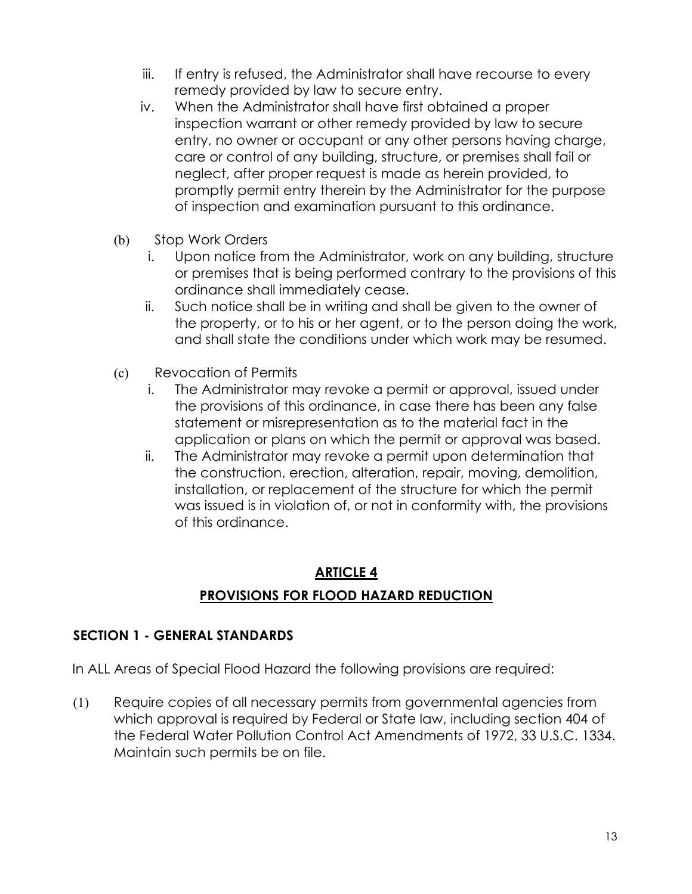iii. If entry is refused, the Administrator shall have recourse to every remedy provided by law to secure entry.

iv. When the Administrator shall have first obtained a proper inspection warrant or other remedy provided by law to secure entry, no owner or occupant or any other persons having charge, care or control of any building, structure, or premises shall fail or neglect, after proper request is made as herein provided, to promptly permit entry therein by the Administrator for the purpose of inspection and examination pursuant to this ordinance.

(b) Stop Work Orders

i. Upon notice from the Administrator, work on any building, structure or premises that is being performed contrary to the provisions of this ordinance shall immediately cease.

ii. Such notice shall be in writing and shall be given to the owner of the property, or to his or her agent, or to the person doing the work, and shall state the conditions under which work may be resumed.

(c) Revocation of Permits

i. The Administrator may revoke a permit or approval, issued under the provisions of this ordinance, in case there has been any false statement or misrepresentation as to the material fact in the application or plans on which the permit or approval was based.

ii. The Administrator may revoke a permit upon determination that the construction, erection, alteration, repair, moving, demolition, installation, or replacement of the structure for which the permit was issued is in violation of, or not in conformity with, the provisions of this ordinance.

## ARTICLE 4

## PROVISIONS FOR FLOOD HAZARD REDUCTION

### SECTION 1 - GENERAL STANDARDS

In ALL Areas of Special Flood Hazard the following provisions are required:

(1) Require copies of all necessary permits from governmental agencies from which approval is required by Federal or State law, including section 404 of the Federal Water Pollution Control Act Amendments of 1972, 33 U.S.C. 1334. Maintain such permits be on file.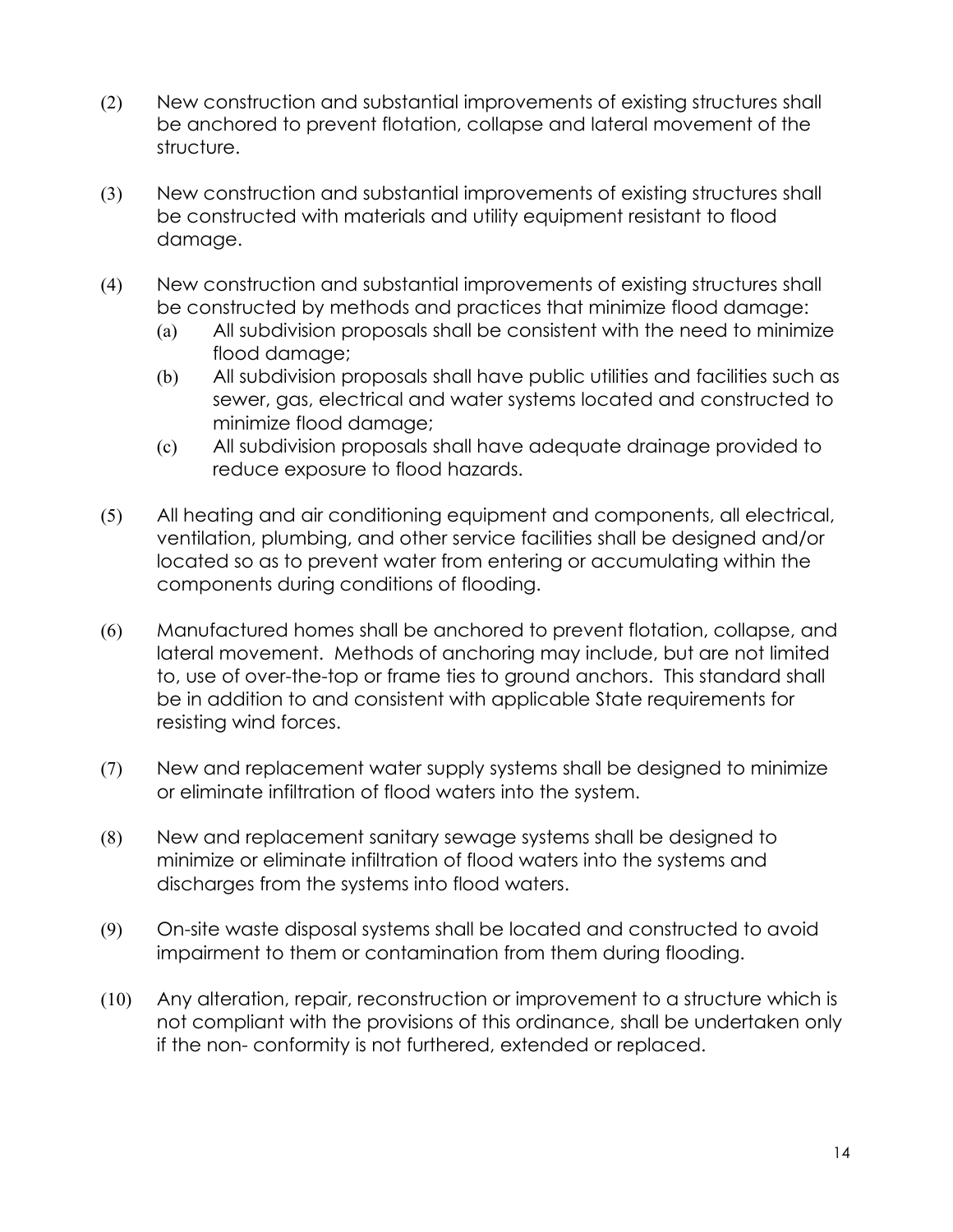(2) New construction and substantial improvements of existing structures shall be anchored to prevent flotation, collapse and lateral movement of the structure.

(3) New construction and substantial improvements of existing structures shall be constructed with materials and utility equipment resistant to flood damage.

(4) New construction and substantial improvements of existing structures shall be constructed by methods and practices that minimize flood damage:

   (a) All subdivision proposals shall be consistent with the need to minimize flood damage;

   (b) All subdivision proposals shall have public utilities and facilities such as sewer, gas, electrical and water systems located and constructed to minimize flood damage;

   (c) All subdivision proposals shall have adequate drainage provided to reduce exposure to flood hazards.

(5) All heating and air conditioning equipment and components, all electrical, ventilation, plumbing, and other service facilities shall be designed and/or located so as to prevent water from entering or accumulating within the components during conditions of flooding.

(6) Manufactured homes shall be anchored to prevent flotation, collapse, and lateral movement. Methods of anchoring may include, but are not limited to, use of over-the-top or frame ties to ground anchors. This standard shall be in addition to and consistent with applicable State requirements for resisting wind forces.

(7) New and replacement water supply systems shall be designed to minimize or eliminate infiltration of flood waters into the system.

(8) New and replacement sanitary sewage systems shall be designed to minimize or eliminate infiltration of flood waters into the systems and discharges from the systems into flood waters.

(9) On-site waste disposal systems shall be located and constructed to avoid impairment to them or contamination from them during flooding.

(10) Any alteration, repair, reconstruction or improvement to a structure which is not compliant with the provisions of this ordinance, shall be undertaken only if the non- conformity is not furthered, extended or replaced.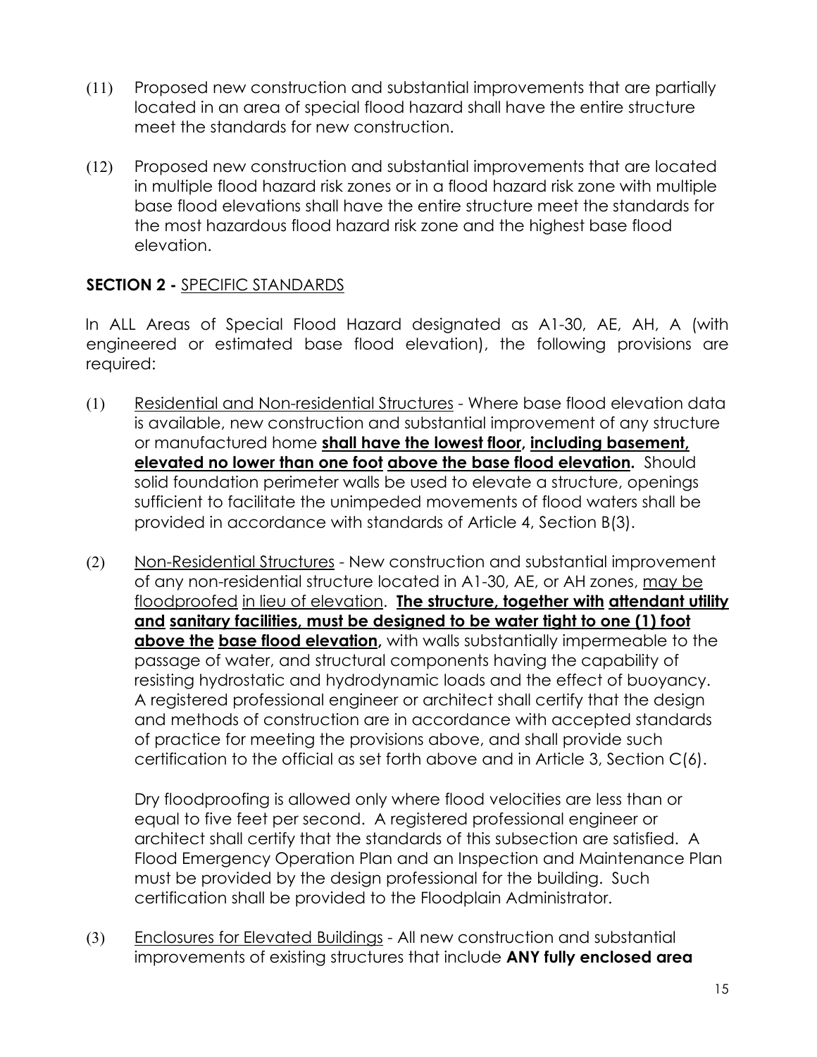(11) Proposed new construction and substantial improvements that are partially located in an area of special flood hazard shall have the entire structure meet the standards for new construction.

(12) Proposed new construction and substantial improvements that are located in multiple flood hazard risk zones or in a flood hazard risk zone with multiple base flood elevations shall have the entire structure meet the standards for the most hazardous flood hazard risk zone and the highest base flood elevation.

## **SECTION 2 -** SPECIFIC STANDARDS

In ALL Areas of Special Flood Hazard designated as A1-30, AE, AH, A (with engineered or estimated base flood elevation), the following provisions are required:

(1) Residential and Non-residential Structures - Where base flood elevation data is available, new construction and substantial improvement of any structure or manufactured home **shall have the lowest floor, including basement, elevated no lower than one foot above the base flood elevation.** Should solid foundation perimeter walls be used to elevate a structure, openings sufficient to facilitate the unimpeded movements of flood waters shall be provided in accordance with standards of Article 4, Section B(3).

(2) Non-Residential Structures - New construction and substantial improvement of any non-residential structure located in A1-30, AE, or AH zones, may be floodproofed in lieu of elevation. **The structure, together with attendant utility and sanitary facilities, must be designed to be water tight to one (1) foot above the base flood elevation,** with walls substantially impermeable to the passage of water, and structural components having the capability of resisting hydrostatic and hydrodynamic loads and the effect of buoyancy. A registered professional engineer or architect shall certify that the design and methods of construction are in accordance with accepted standards of practice for meeting the provisions above, and shall provide such certification to the official as set forth above and in Article 3, Section C(6).

Dry floodproofing is allowed only where flood velocities are less than or equal to five feet per second. A registered professional engineer or architect shall certify that the standards of this subsection are satisfied. A Flood Emergency Operation Plan and an Inspection and Maintenance Plan must be provided by the design professional for the building. Such certification shall be provided to the Floodplain Administrator.

(3) Enclosures for Elevated Buildings - All new construction and substantial improvements of existing structures that include **ANY fully enclosed area**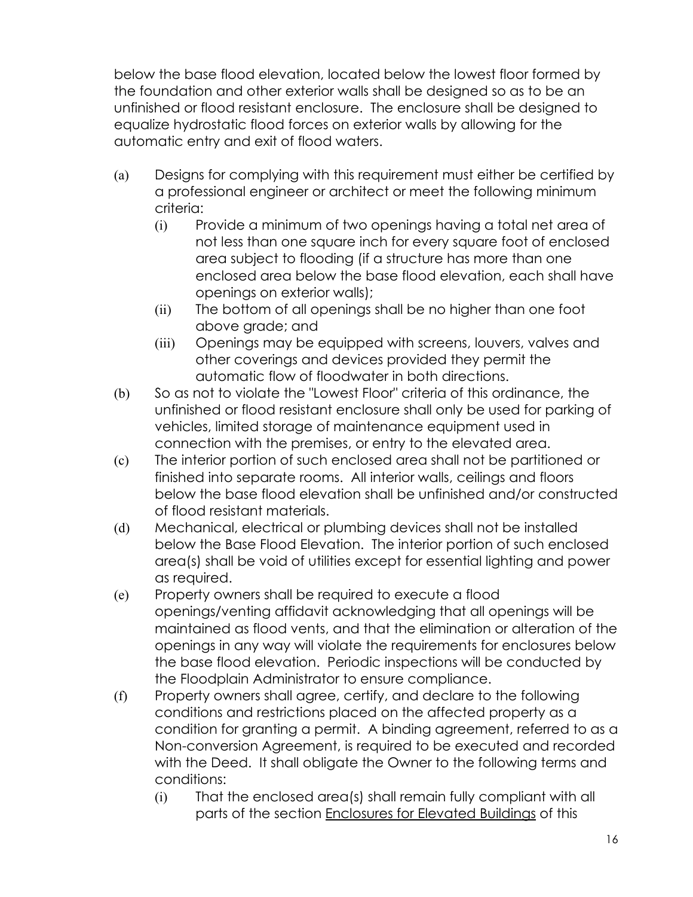below the base flood elevation, located below the lowest floor formed by the foundation and other exterior walls shall be designed so as to be an unfinished or flood resistant enclosure. The enclosure shall be designed to equalize hydrostatic flood forces on exterior walls by allowing for the automatic entry and exit of flood waters.

(a) Designs for complying with this requirement must either be certified by a professional engineer or architect or meet the following minimum criteria:
   (i) Provide a minimum of two openings having a total net area of not less than one square inch for every square foot of enclosed area subject to flooding (if a structure has more than one enclosed area below the base flood elevation, each shall have openings on exterior walls);
   (ii) The bottom of all openings shall be no higher than one foot above grade; and
   (iii) Openings may be equipped with screens, louvers, valves and other coverings and devices provided they permit the automatic flow of floodwater in both directions.

(b) So as not to violate the "Lowest Floor" criteria of this ordinance, the unfinished or flood resistant enclosure shall only be used for parking of vehicles, limited storage of maintenance equipment used in connection with the premises, or entry to the elevated area.

(c) The interior portion of such enclosed area shall not be partitioned or finished into separate rooms. All interior walls, ceilings and floors below the base flood elevation shall be unfinished and/or constructed of flood resistant materials.

(d) Mechanical, electrical or plumbing devices shall not be installed below the Base Flood Elevation. The interior portion of such enclosed area(s) shall be void of utilities except for essential lighting and power as required.

(e) Property owners shall be required to execute a flood openings/venting affidavit acknowledging that all openings will be maintained as flood vents, and that the elimination or alteration of the openings in any way will violate the requirements for enclosures below the base flood elevation. Periodic inspections will be conducted by the Floodplain Administrator to ensure compliance.

(f) Property owners shall agree, certify, and declare to the following conditions and restrictions placed on the affected property as a condition for granting a permit. A binding agreement, referred to as a Non-conversion Agreement, is required to be executed and recorded with the Deed. It shall obligate the Owner to the following terms and conditions:
   (i) That the enclosed area(s) shall remain fully compliant with all parts of the section Enclosures for Elevated Buildings of this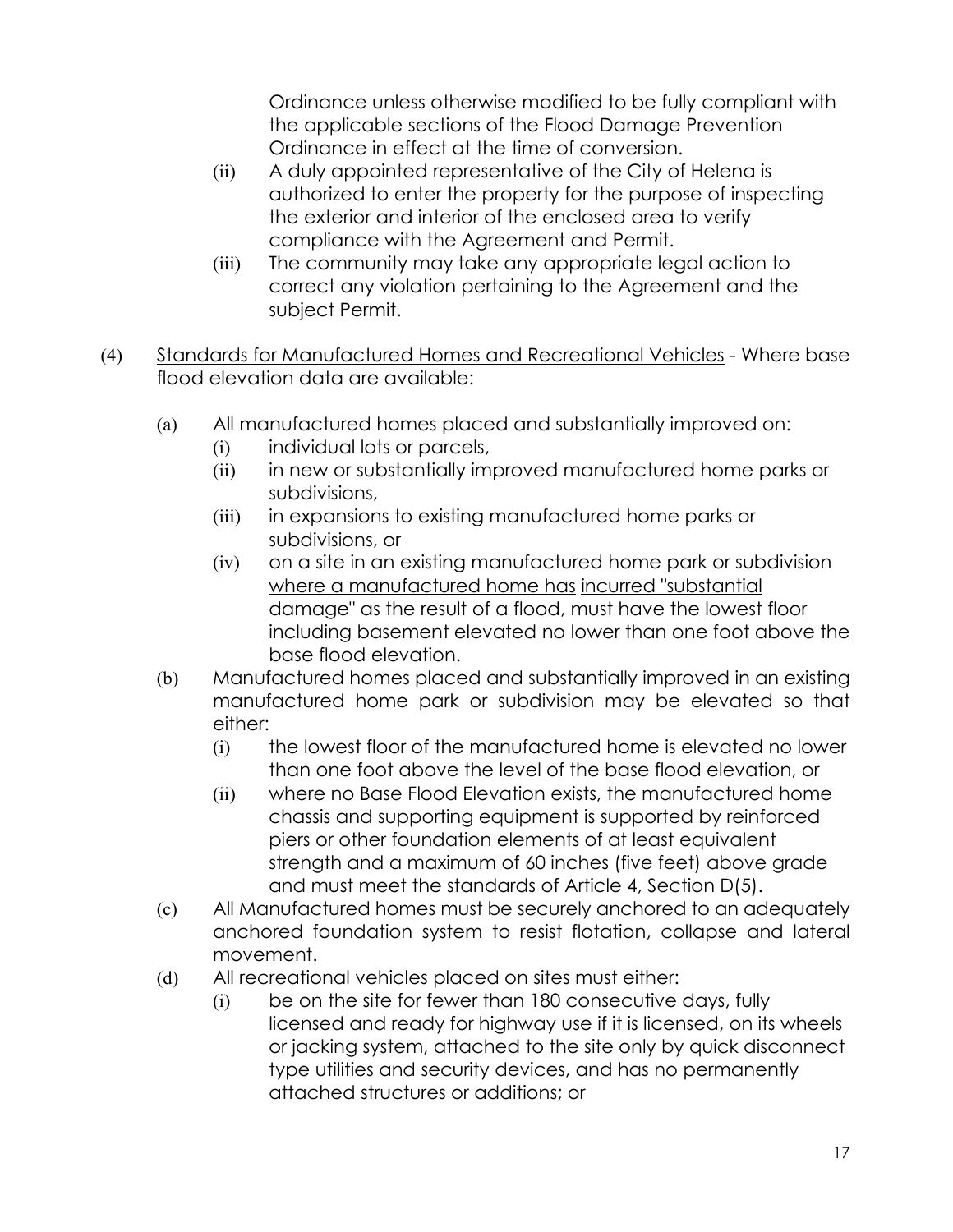Ordinance unless otherwise modified to be fully compliant with the applicable sections of the Flood Damage Prevention Ordinance in effect at the time of conversion.

(ii) A duly appointed representative of the City of Helena is authorized to enter the property for the purpose of inspecting the exterior and interior of the enclosed area to verify compliance with the Agreement and Permit.

(iii) The community may take any appropriate legal action to correct any violation pertaining to the Agreement and the subject Permit.

(4) <u>Standards for Manufactured Homes and Recreational Vehicles</u> - Where base flood elevation data are available:

(a) All manufactured homes placed and substantially improved on:

(i) individual lots or parcels,

(ii) in new or substantially improved manufactured home parks or subdivisions,

(iii) in expansions to existing manufactured home parks or subdivisions, or

(iv) on a site in an existing manufactured home park or subdivision <u>where a manufactured home has incurred "substantial damage" as the result of a flood, must have the lowest floor including basement elevated no lower than one foot above the base flood elevation</u>.

(b) Manufactured homes placed and substantially improved in an existing manufactured home park or subdivision may be elevated so that either:

(i) the lowest floor of the manufactured home is elevated no lower than one foot above the level of the base flood elevation, or

(ii) where no Base Flood Elevation exists, the manufactured home chassis and supporting equipment is supported by reinforced piers or other foundation elements of at least equivalent strength and a maximum of 60 inches (five feet) above grade and must meet the standards of Article 4, Section D(5).

(c) All Manufactured homes must be securely anchored to an adequately anchored foundation system to resist flotation, collapse and lateral movement.

(d) All recreational vehicles placed on sites must either:

(i) be on the site for fewer than 180 consecutive days, fully licensed and ready for highway use if it is licensed, on its wheels or jacking system, attached to the site only by quick disconnect type utilities and security devices, and has no permanently attached structures or additions; or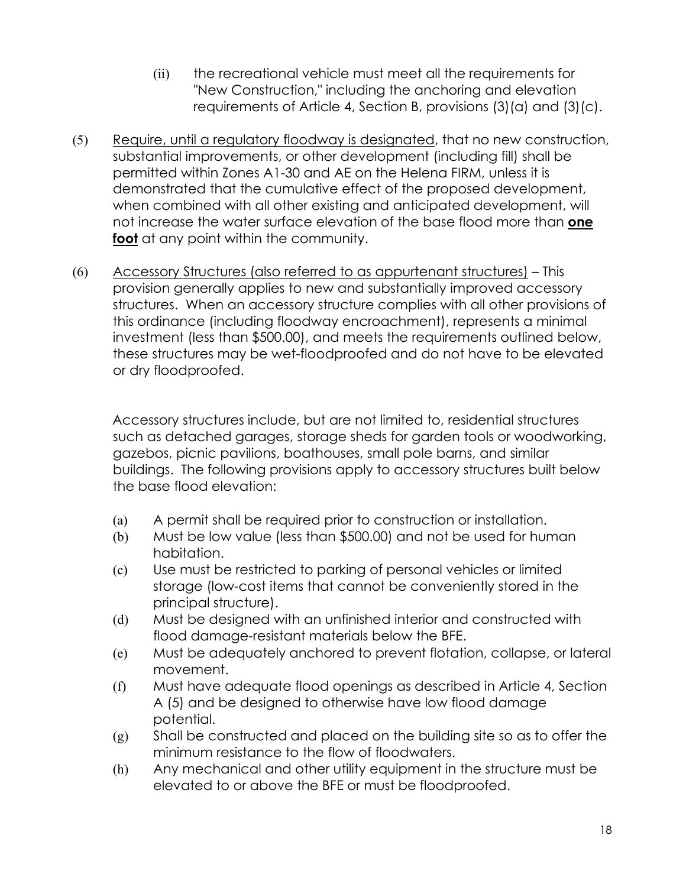(ii) the recreational vehicle must meet all the requirements for "New Construction," including the anchoring and elevation requirements of Article 4, Section B, provisions (3)(a) and (3)(c).

(5) <u>Require, until a regulatory floodway is designated</u>, that no new construction, substantial improvements, or other development (including fill) shall be permitted within Zones A1-30 and AE on the Helena FIRM, unless it is demonstrated that the cumulative effect of the proposed development, when combined with all other existing and anticipated development, will not increase the water surface elevation of the base flood more than <u>**one foot**</u> at any point within the community.

(6) <u>Accessory Structures (also referred to as appurtenant structures)</u> – This provision generally applies to new and substantially improved accessory structures. When an accessory structure complies with all other provisions of this ordinance (including floodway encroachment), represents a minimal investment (less than $500.00), and meets the requirements outlined below, these structures may be wet-floodproofed and do not have to be elevated or dry floodproofed.

Accessory structures include, but are not limited to, residential structures such as detached garages, storage sheds for garden tools or woodworking, gazebos, picnic pavilions, boathouses, small pole barns, and similar buildings. The following provisions apply to accessory structures built below the base flood elevation:

(a) A permit shall be required prior to construction or installation.

(b) Must be low value (less than $500.00) and not be used for human habitation.

(c) Use must be restricted to parking of personal vehicles or limited storage (low-cost items that cannot be conveniently stored in the principal structure).

(d) Must be designed with an unfinished interior and constructed with flood damage-resistant materials below the BFE.

(e) Must be adequately anchored to prevent flotation, collapse, or lateral movement.

(f) Must have adequate flood openings as described in Article 4, Section A (5) and be designed to otherwise have low flood damage potential.

(g) Shall be constructed and placed on the building site so as to offer the minimum resistance to the flow of floodwaters.

(h) Any mechanical and other utility equipment in the structure must be elevated to or above the BFE or must be floodproofed.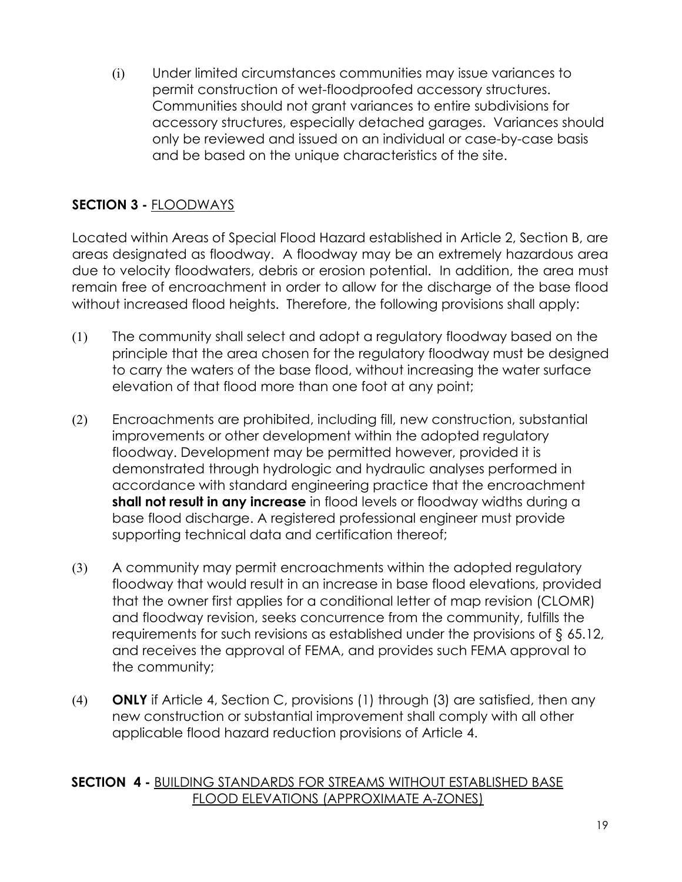(i) Under limited circumstances communities may issue variances to permit construction of wet-floodproofed accessory structures. Communities should not grant variances to entire subdivisions for accessory structures, especially detached garages. Variances should only be reviewed and issued on an individual or case-by-case basis and be based on the unique characteristics of the site.

## SECTION 3 - FLOODWAYS

Located within Areas of Special Flood Hazard established in Article 2, Section B, are areas designated as floodway. A floodway may be an extremely hazardous area due to velocity floodwaters, debris or erosion potential. In addition, the area must remain free of encroachment in order to allow for the discharge of the base flood without increased flood heights. Therefore, the following provisions shall apply:

(1) The community shall select and adopt a regulatory floodway based on the principle that the area chosen for the regulatory floodway must be designed to carry the waters of the base flood, without increasing the water surface elevation of that flood more than one foot at any point;

(2) Encroachments are prohibited, including fill, new construction, substantial improvements or other development within the adopted regulatory floodway. Development may be permitted however, provided it is demonstrated through hydrologic and hydraulic analyses performed in accordance with standard engineering practice that the encroachment **shall not result in any increase** in flood levels or floodway widths during a base flood discharge. A registered professional engineer must provide supporting technical data and certification thereof;

(3) A community may permit encroachments within the adopted regulatory floodway that would result in an increase in base flood elevations, provided that the owner first applies for a conditional letter of map revision (CLOMR) and floodway revision, seeks concurrence from the community, fulfills the requirements for such revisions as established under the provisions of § 65.12, and receives the approval of FEMA, and provides such FEMA approval to the community;

(4) **ONLY** if Article 4, Section C, provisions (1) through (3) are satisfied, then any new construction or substantial improvement shall comply with all other applicable flood hazard reduction provisions of Article 4.

## SECTION 4 - BUILDING STANDARDS FOR STREAMS WITHOUT ESTABLISHED BASE FLOOD ELEVATIONS (APPROXIMATE A-ZONES)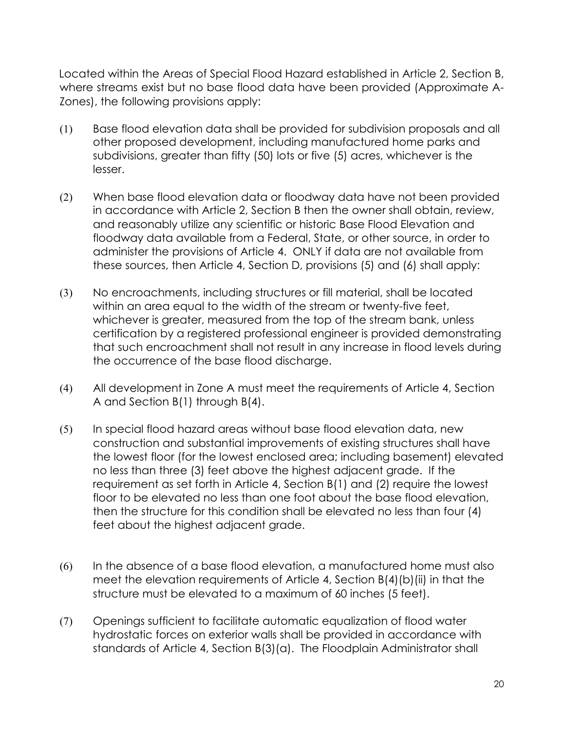Located within the Areas of Special Flood Hazard established in Article 2, Section B, where streams exist but no base flood data have been provided (Approximate A-Zones), the following provisions apply:

(1) Base flood elevation data shall be provided for subdivision proposals and all other proposed development, including manufactured home parks and subdivisions, greater than fifty (50) lots or five (5) acres, whichever is the lesser.

(2) When base flood elevation data or floodway data have not been provided in accordance with Article 2, Section B then the owner shall obtain, review, and reasonably utilize any scientific or historic Base Flood Elevation and floodway data available from a Federal, State, or other source, in order to administer the provisions of Article 4. ONLY if data are not available from these sources, then Article 4, Section D, provisions (5) and (6) shall apply:

(3) No encroachments, including structures or fill material, shall be located within an area equal to the width of the stream or twenty-five feet, whichever is greater, measured from the top of the stream bank, unless certification by a registered professional engineer is provided demonstrating that such encroachment shall not result in any increase in flood levels during the occurrence of the base flood discharge.

(4) All development in Zone A must meet the requirements of Article 4, Section A and Section B(1) through B(4).

(5) In special flood hazard areas without base flood elevation data, new construction and substantial improvements of existing structures shall have the lowest floor (for the lowest enclosed area; including basement) elevated no less than three (3) feet above the highest adjacent grade. If the requirement as set forth in Article 4, Section B(1) and (2) require the lowest floor to be elevated no less than one foot about the base flood elevation, then the structure for this condition shall be elevated no less than four (4) feet about the highest adjacent grade.

(6) In the absence of a base flood elevation, a manufactured home must also meet the elevation requirements of Article 4, Section B(4)(b)(ii) in that the structure must be elevated to a maximum of 60 inches (5 feet).

(7) Openings sufficient to facilitate automatic equalization of flood water hydrostatic forces on exterior walls shall be provided in accordance with standards of Article 4, Section B(3)(a). The Floodplain Administrator shall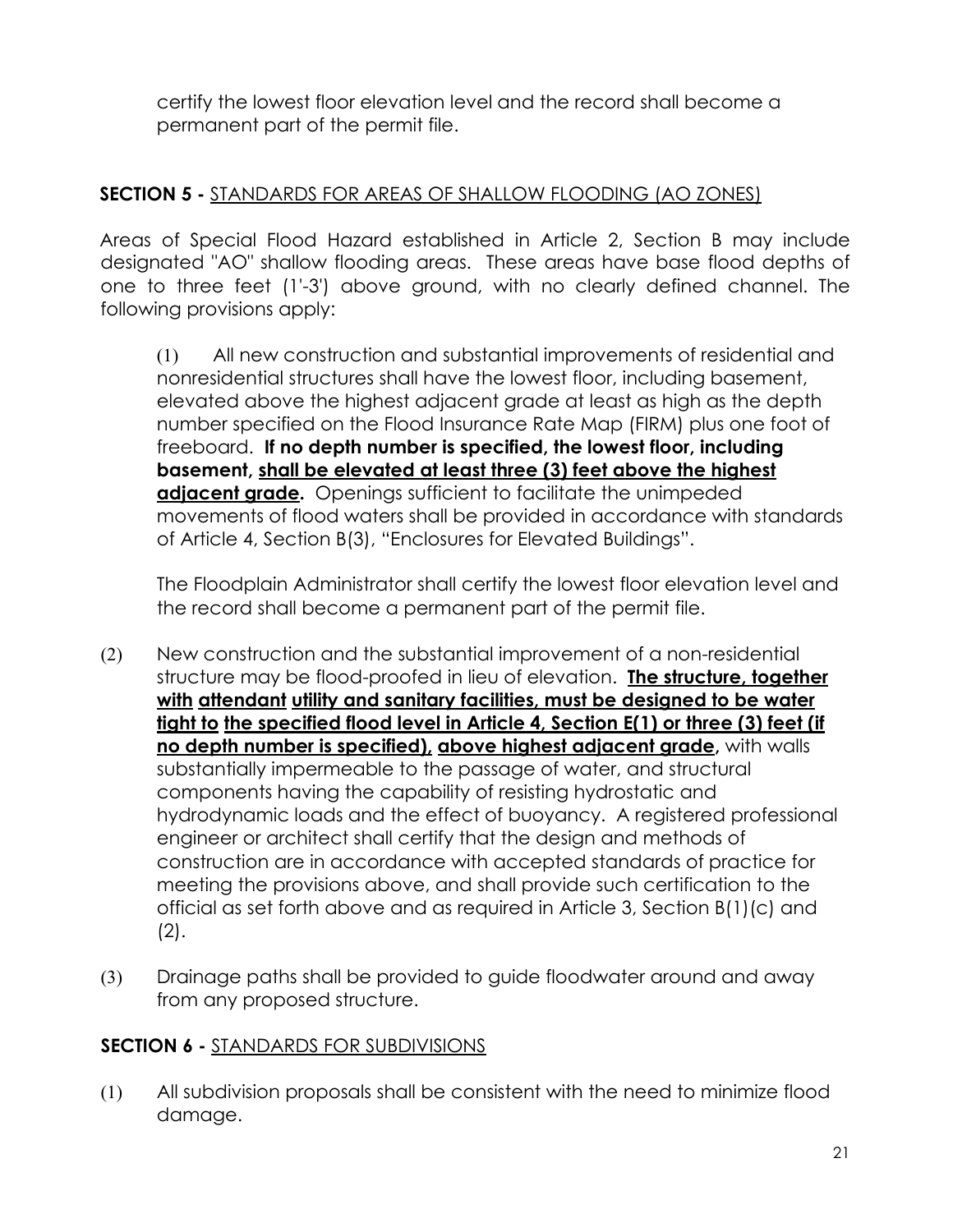certify the lowest floor elevation level and the record shall become a permanent part of the permit file.

**SECTION 5 -** STANDARDS FOR AREAS OF SHALLOW FLOODING (AO ZONES)

Areas of Special Flood Hazard established in Article 2, Section B may include designated "AO" shallow flooding areas. These areas have base flood depths of one to three feet (1'-3') above ground, with no clearly defined channel. The following provisions apply:

(1) All new construction and substantial improvements of residential and nonresidential structures shall have the lowest floor, including basement, elevated above the highest adjacent grade at least as high as the depth number specified on the Flood Insurance Rate Map (FIRM) plus one foot of freeboard. **If no depth number is specified, the lowest floor, including basement, shall be elevated at least three (3) feet above the highest adjacent grade.** Openings sufficient to facilitate the unimpeded movements of flood waters shall be provided in accordance with standards of Article 4, Section B(3), "Enclosures for Elevated Buildings".

The Floodplain Administrator shall certify the lowest floor elevation level and the record shall become a permanent part of the permit file.

(2) New construction and the substantial improvement of a non-residential structure may be flood-proofed in lieu of elevation. **The structure, together with attendant utility and sanitary facilities, must be designed to be water tight to the specified flood level in Article 4, Section E(1) or three (3) feet (if no depth number is specified), above highest adjacent grade,** with walls substantially impermeable to the passage of water, and structural components having the capability of resisting hydrostatic and hydrodynamic loads and the effect of buoyancy. A registered professional engineer or architect shall certify that the design and methods of construction are in accordance with accepted standards of practice for meeting the provisions above, and shall provide such certification to the official as set forth above and as required in Article 3, Section B(1)(c) and (2).

(3) Drainage paths shall be provided to guide floodwater around and away from any proposed structure.

**SECTION 6 -** STANDARDS FOR SUBDIVISIONS

(1) All subdivision proposals shall be consistent with the need to minimize flood damage.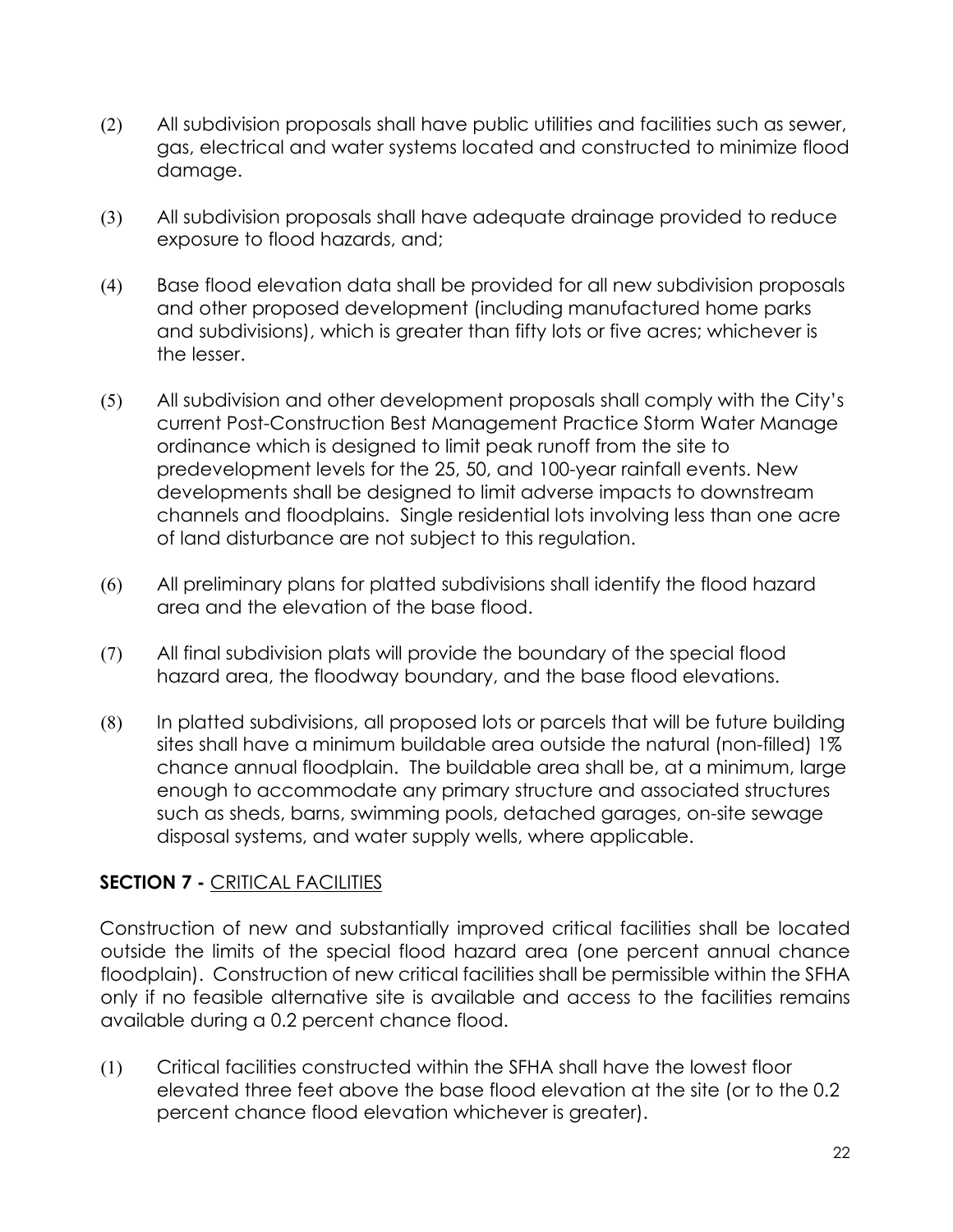(2) All subdivision proposals shall have public utilities and facilities such as sewer, gas, electrical and water systems located and constructed to minimize flood damage.

(3) All subdivision proposals shall have adequate drainage provided to reduce exposure to flood hazards, and;

(4) Base flood elevation data shall be provided for all new subdivision proposals and other proposed development (including manufactured home parks and subdivisions), which is greater than fifty lots or five acres; whichever is the lesser.

(5) All subdivision and other development proposals shall comply with the City's current Post-Construction Best Management Practice Storm Water Manage ordinance which is designed to limit peak runoff from the site to predevelopment levels for the 25, 50, and 100-year rainfall events. New developments shall be designed to limit adverse impacts to downstream channels and floodplains. Single residential lots involving less than one acre of land disturbance are not subject to this regulation.

(6) All preliminary plans for platted subdivisions shall identify the flood hazard area and the elevation of the base flood.

(7) All final subdivision plats will provide the boundary of the special flood hazard area, the floodway boundary, and the base flood elevations.

(8) In platted subdivisions, all proposed lots or parcels that will be future building sites shall have a minimum buildable area outside the natural (non-filled) 1% chance annual floodplain. The buildable area shall be, at a minimum, large enough to accommodate any primary structure and associated structures such as sheds, barns, swimming pools, detached garages, on-site sewage disposal systems, and water supply wells, where applicable.

## SECTION 7 - CRITICAL FACILITIES

Construction of new and substantially improved critical facilities shall be located outside the limits of the special flood hazard area (one percent annual chance floodplain). Construction of new critical facilities shall be permissible within the SFHA only if no feasible alternative site is available and access to the facilities remains available during a 0.2 percent chance flood.

(1) Critical facilities constructed within the SFHA shall have the lowest floor elevated three feet above the base flood elevation at the site (or to the 0.2 percent chance flood elevation whichever is greater).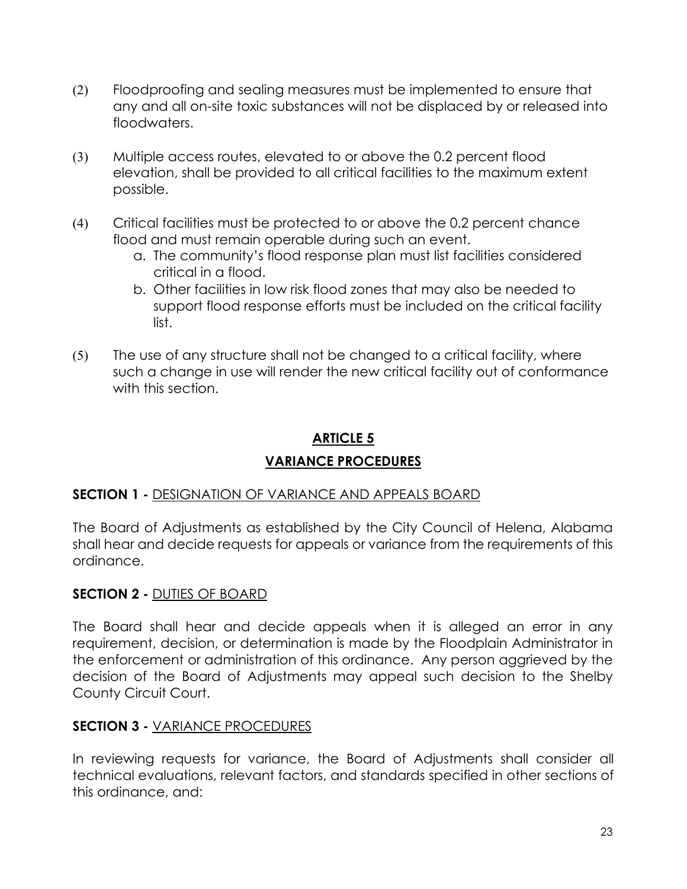(2) Floodproofing and sealing measures must be implemented to ensure that any and all on-site toxic substances will not be displaced by or released into floodwaters.

(3) Multiple access routes, elevated to or above the 0.2 percent flood elevation, shall be provided to all critical facilities to the maximum extent possible.

(4) Critical facilities must be protected to or above the 0.2 percent chance flood and must remain operable during such an event.

   a. The community's flood response plan must list facilities considered critical in a flood.
   b. Other facilities in low risk flood zones that may also be needed to support flood response efforts must be included on the critical facility list.

(5) The use of any structure shall not be changed to a critical facility, where such a change in use will render the new critical facility out of conformance with this section.

# ARTICLE 5

# VARIANCE PROCEDURES

**SECTION 1 -** DESIGNATION OF VARIANCE AND APPEALS BOARD

The Board of Adjustments as established by the City Council of Helena, Alabama shall hear and decide requests for appeals or variance from the requirements of this ordinance.

**SECTION 2 -** DUTIES OF BOARD

The Board shall hear and decide appeals when it is alleged an error in any requirement, decision, or determination is made by the Floodplain Administrator in the enforcement or administration of this ordinance. Any person aggrieved by the decision of the Board of Adjustments may appeal such decision to the Shelby County Circuit Court.

**SECTION 3 -** VARIANCE PROCEDURES

In reviewing requests for variance, the Board of Adjustments shall consider all technical evaluations, relevant factors, and standards specified in other sections of this ordinance, and: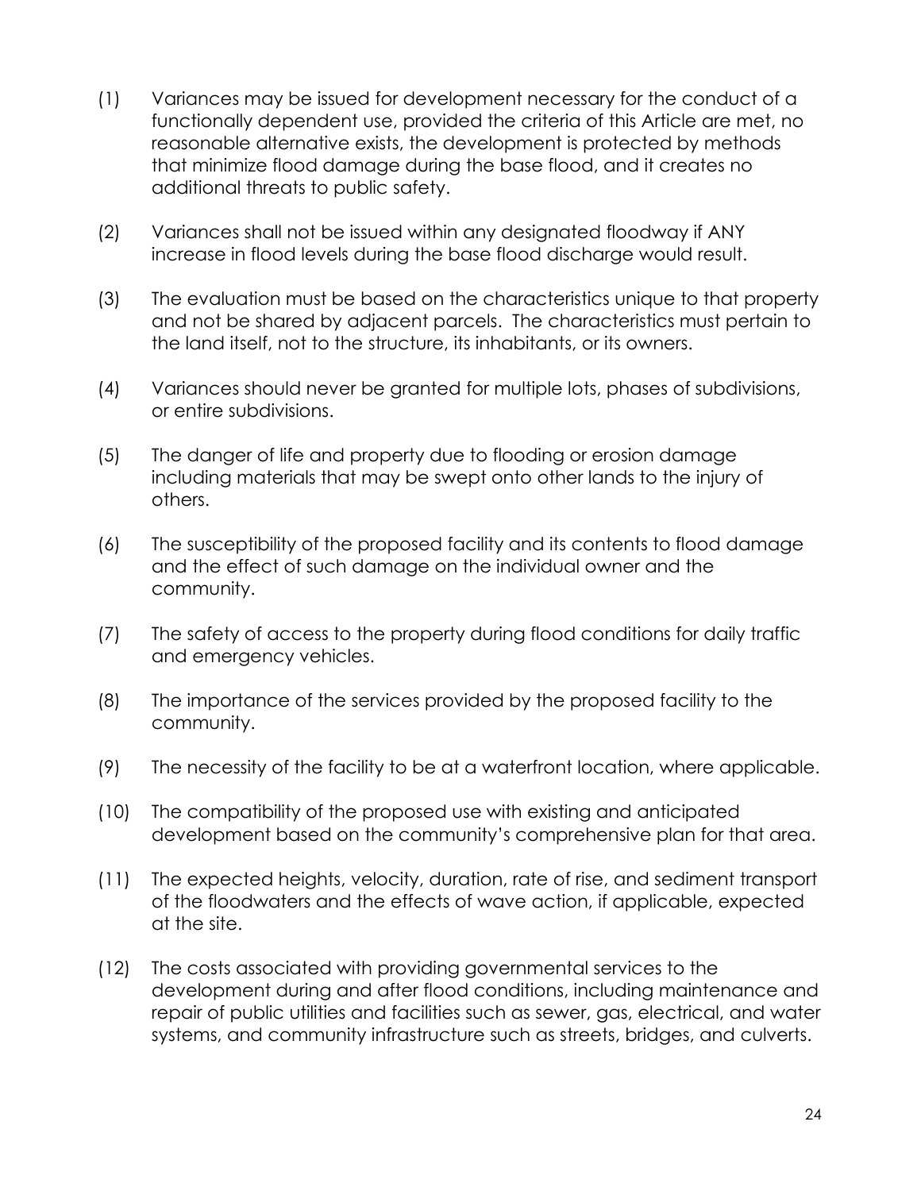(1) Variances may be issued for development necessary for the conduct of a functionally dependent use, provided the criteria of this Article are met, no reasonable alternative exists, the development is protected by methods that minimize flood damage during the base flood, and it creates no additional threats to public safety.

(2) Variances shall not be issued within any designated floodway if ANY increase in flood levels during the base flood discharge would result.

(3) The evaluation must be based on the characteristics unique to that property and not be shared by adjacent parcels. The characteristics must pertain to the land itself, not to the structure, its inhabitants, or its owners.

(4) Variances should never be granted for multiple lots, phases of subdivisions, or entire subdivisions.

(5) The danger of life and property due to flooding or erosion damage including materials that may be swept onto other lands to the injury of others.

(6) The susceptibility of the proposed facility and its contents to flood damage and the effect of such damage on the individual owner and the community.

(7) The safety of access to the property during flood conditions for daily traffic and emergency vehicles.

(8) The importance of the services provided by the proposed facility to the community.

(9) The necessity of the facility to be at a waterfront location, where applicable.

(10) The compatibility of the proposed use with existing and anticipated development based on the community's comprehensive plan for that area.

(11) The expected heights, velocity, duration, rate of rise, and sediment transport of the floodwaters and the effects of wave action, if applicable, expected at the site.

(12) The costs associated with providing governmental services to the development during and after flood conditions, including maintenance and repair of public utilities and facilities such as sewer, gas, electrical, and water systems, and community infrastructure such as streets, bridges, and culverts.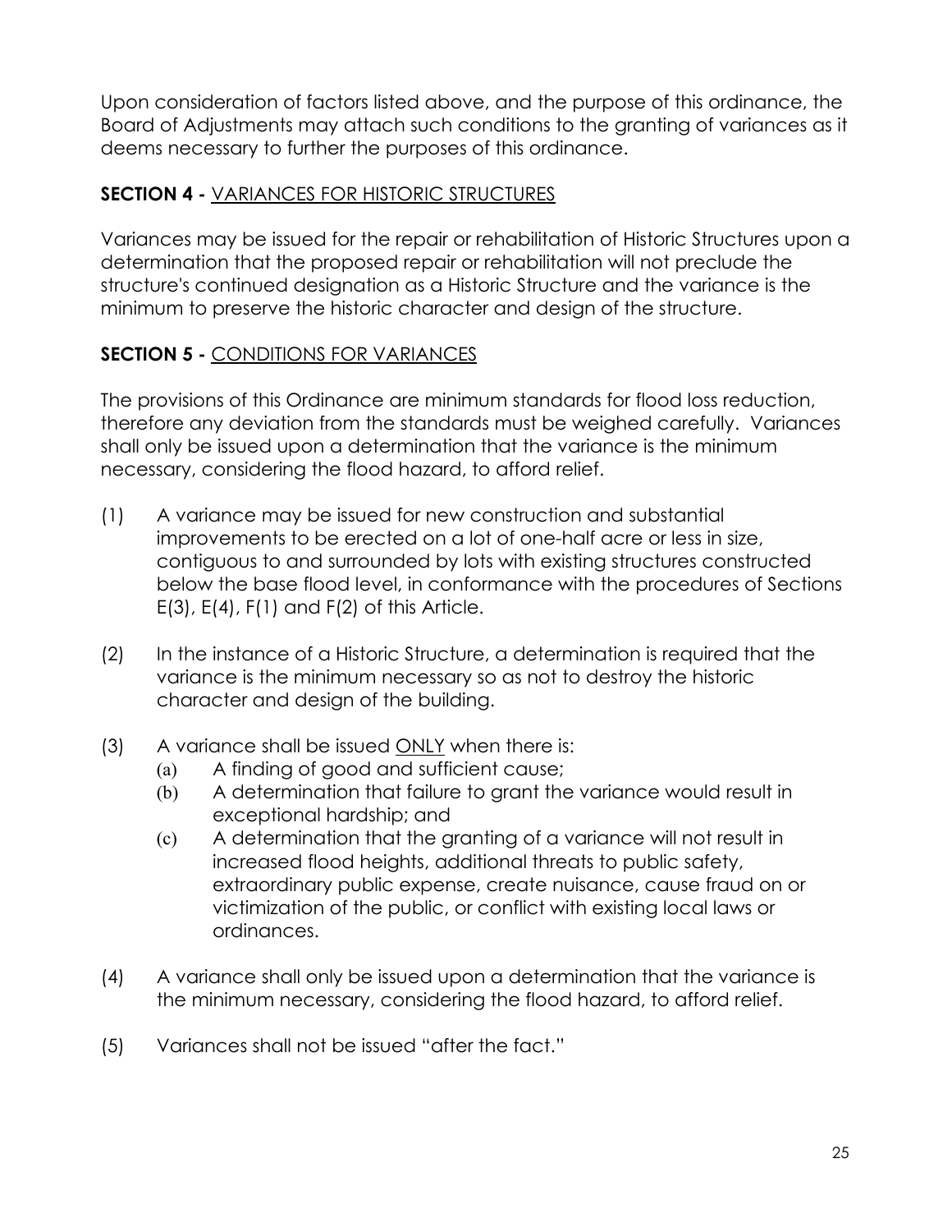Upon consideration of factors listed above, and the purpose of this ordinance, the Board of Adjustments may attach such conditions to the granting of variances as it deems necessary to further the purposes of this ordinance.

**SECTION 4 -** <u>VARIANCES FOR HISTORIC STRUCTURES</u>

Variances may be issued for the repair or rehabilitation of Historic Structures upon a determination that the proposed repair or rehabilitation will not preclude the structure's continued designation as a Historic Structure and the variance is the minimum to preserve the historic character and design of the structure.

**SECTION 5 -** <u>CONDITIONS FOR VARIANCES</u>

The provisions of this Ordinance are minimum standards for flood loss reduction, therefore any deviation from the standards must be weighed carefully. Variances shall only be issued upon a determination that the variance is the minimum necessary, considering the flood hazard, to afford relief.

(1) A variance may be issued for new construction and substantial improvements to be erected on a lot of one-half acre or less in size, contiguous to and surrounded by lots with existing structures constructed below the base flood level, in conformance with the procedures of Sections E(3), E(4), F(1) and F(2) of this Article.

(2) In the instance of a Historic Structure, a determination is required that the variance is the minimum necessary so as not to destroy the historic character and design of the building.

(3) A variance shall be issued <u>ONLY</u> when there is:
   (a) A finding of good and sufficient cause;
   (b) A determination that failure to grant the variance would result in exceptional hardship; and
   (c) A determination that the granting of a variance will not result in increased flood heights, additional threats to public safety, extraordinary public expense, create nuisance, cause fraud on or victimization of the public, or conflict with existing local laws or ordinances.

(4) A variance shall only be issued upon a determination that the variance is the minimum necessary, considering the flood hazard, to afford relief.

(5) Variances shall not be issued "after the fact."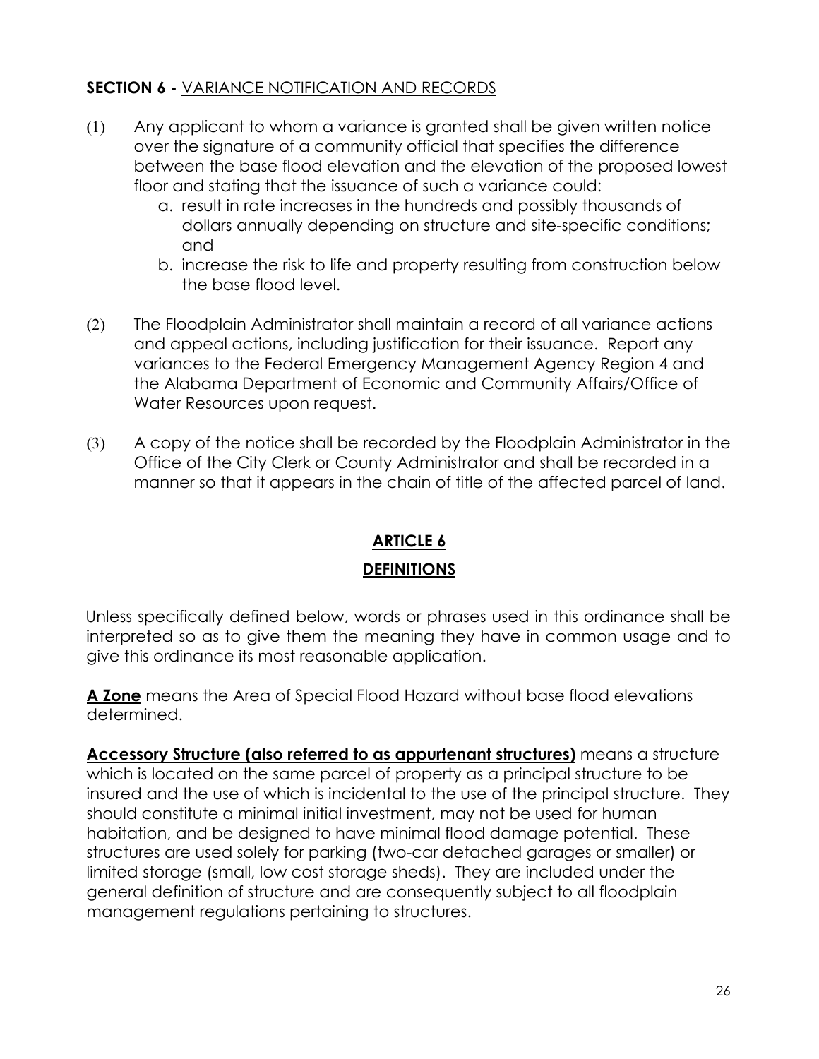**SECTION 6 -** VARIANCE NOTIFICATION AND RECORDS

(1) Any applicant to whom a variance is granted shall be given written notice over the signature of a community official that specifies the difference between the base flood elevation and the elevation of the proposed lowest floor and stating that the issuance of such a variance could:

   a. result in rate increases in the hundreds and possibly thousands of dollars annually depending on structure and site-specific conditions; and
   b. increase the risk to life and property resulting from construction below the base flood level.

(2) The Floodplain Administrator shall maintain a record of all variance actions and appeal actions, including justification for their issuance. Report any variances to the Federal Emergency Management Agency Region 4 and the Alabama Department of Economic and Community Affairs/Office of Water Resources upon request.

(3) A copy of the notice shall be recorded by the Floodplain Administrator in the Office of the City Clerk or County Administrator and shall be recorded in a manner so that it appears in the chain of title of the affected parcel of land.

## ARTICLE 6

## DEFINITIONS

Unless specifically defined below, words or phrases used in this ordinance shall be interpreted so as to give them the meaning they have in common usage and to give this ordinance its most reasonable application.

**A Zone** means the Area of Special Flood Hazard without base flood elevations determined.

**Accessory Structure (also referred to as appurtenant structures)** means a structure which is located on the same parcel of property as a principal structure to be insured and the use of which is incidental to the use of the principal structure. They should constitute a minimal initial investment, may not be used for human habitation, and be designed to have minimal flood damage potential. These structures are used solely for parking (two-car detached garages or smaller) or limited storage (small, low cost storage sheds). They are included under the general definition of structure and are consequently subject to all floodplain management regulations pertaining to structures.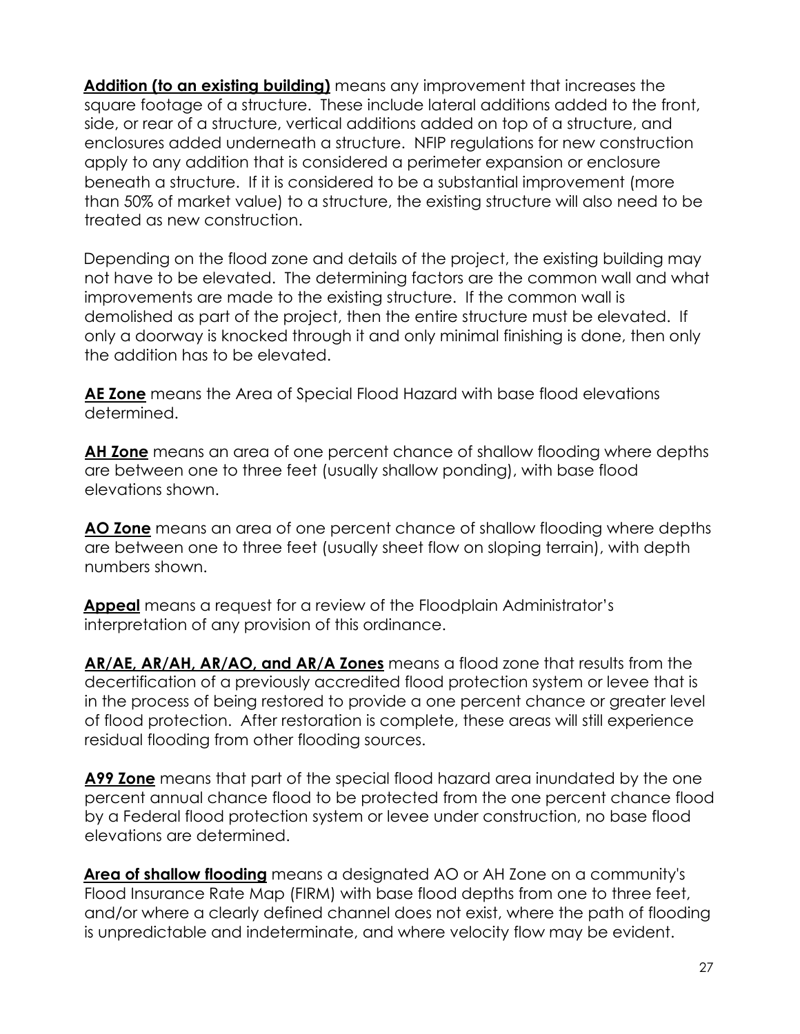**Addition (to an existing building)** means any improvement that increases the square footage of a structure. These include lateral additions added to the front, side, or rear of a structure, vertical additions added on top of a structure, and enclosures added underneath a structure. NFIP regulations for new construction apply to any addition that is considered a perimeter expansion or enclosure beneath a structure. If it is considered to be a substantial improvement (more than 50% of market value) to a structure, the existing structure will also need to be treated as new construction.

Depending on the flood zone and details of the project, the existing building may not have to be elevated. The determining factors are the common wall and what improvements are made to the existing structure. If the common wall is demolished as part of the project, then the entire structure must be elevated. If only a doorway is knocked through it and only minimal finishing is done, then only the addition has to be elevated.

**AE Zone** means the Area of Special Flood Hazard with base flood elevations determined.

**AH Zone** means an area of one percent chance of shallow flooding where depths are between one to three feet (usually shallow ponding), with base flood elevations shown.

**AO Zone** means an area of one percent chance of shallow flooding where depths are between one to three feet (usually sheet flow on sloping terrain), with depth numbers shown.

**Appeal** means a request for a review of the Floodplain Administrator's interpretation of any provision of this ordinance.

**AR/AE, AR/AH, AR/AO, and AR/A Zones** means a flood zone that results from the decertification of a previously accredited flood protection system or levee that is in the process of being restored to provide a one percent chance or greater level of flood protection. After restoration is complete, these areas will still experience residual flooding from other flooding sources.

**A99 Zone** means that part of the special flood hazard area inundated by the one percent annual chance flood to be protected from the one percent chance flood by a Federal flood protection system or levee under construction, no base flood elevations are determined.

**Area of shallow flooding** means a designated AO or AH Zone on a community's Flood Insurance Rate Map (FIRM) with base flood depths from one to three feet, and/or where a clearly defined channel does not exist, where the path of flooding is unpredictable and indeterminate, and where velocity flow may be evident.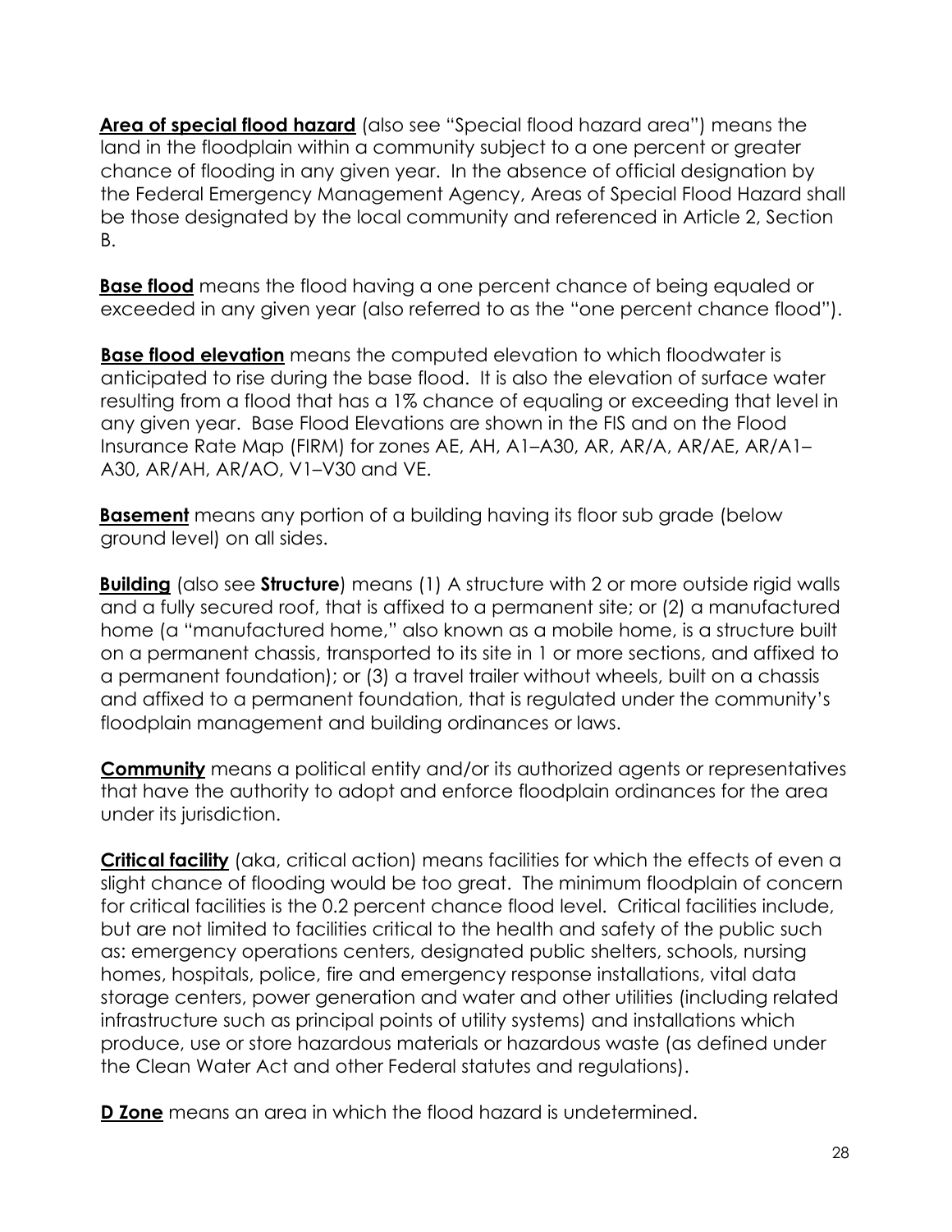**Area of special flood hazard** (also see "Special flood hazard area") means the land in the floodplain within a community subject to a one percent or greater chance of flooding in any given year. In the absence of official designation by the Federal Emergency Management Agency, Areas of Special Flood Hazard shall be those designated by the local community and referenced in Article 2, Section B.

**Base flood** means the flood having a one percent chance of being equaled or exceeded in any given year (also referred to as the "one percent chance flood").

**Base flood elevation** means the computed elevation to which floodwater is anticipated to rise during the base flood. It is also the elevation of surface water resulting from a flood that has a 1% chance of equaling or exceeding that level in any given year. Base Flood Elevations are shown in the FIS and on the Flood Insurance Rate Map (FIRM) for zones AE, AH, A1–A30, AR, AR/A, AR/AE, AR/A1–A30, AR/AH, AR/AO, V1–V30 and VE.

**Basement** means any portion of a building having its floor sub grade (below ground level) on all sides.

**Building** (also see **Structure**) means (1) A structure with 2 or more outside rigid walls and a fully secured roof, that is affixed to a permanent site; or (2) a manufactured home (a "manufactured home," also known as a mobile home, is a structure built on a permanent chassis, transported to its site in 1 or more sections, and affixed to a permanent foundation); or (3) a travel trailer without wheels, built on a chassis and affixed to a permanent foundation, that is regulated under the community's floodplain management and building ordinances or laws.

**Community** means a political entity and/or its authorized agents or representatives that have the authority to adopt and enforce floodplain ordinances for the area under its jurisdiction.

**Critical facility** (aka, critical action) means facilities for which the effects of even a slight chance of flooding would be too great. The minimum floodplain of concern for critical facilities is the 0.2 percent chance flood level. Critical facilities include, but are not limited to facilities critical to the health and safety of the public such as: emergency operations centers, designated public shelters, schools, nursing homes, hospitals, police, fire and emergency response installations, vital data storage centers, power generation and water and other utilities (including related infrastructure such as principal points of utility systems) and installations which produce, use or store hazardous materials or hazardous waste (as defined under the Clean Water Act and other Federal statutes and regulations).

**D Zone** means an area in which the flood hazard is undetermined.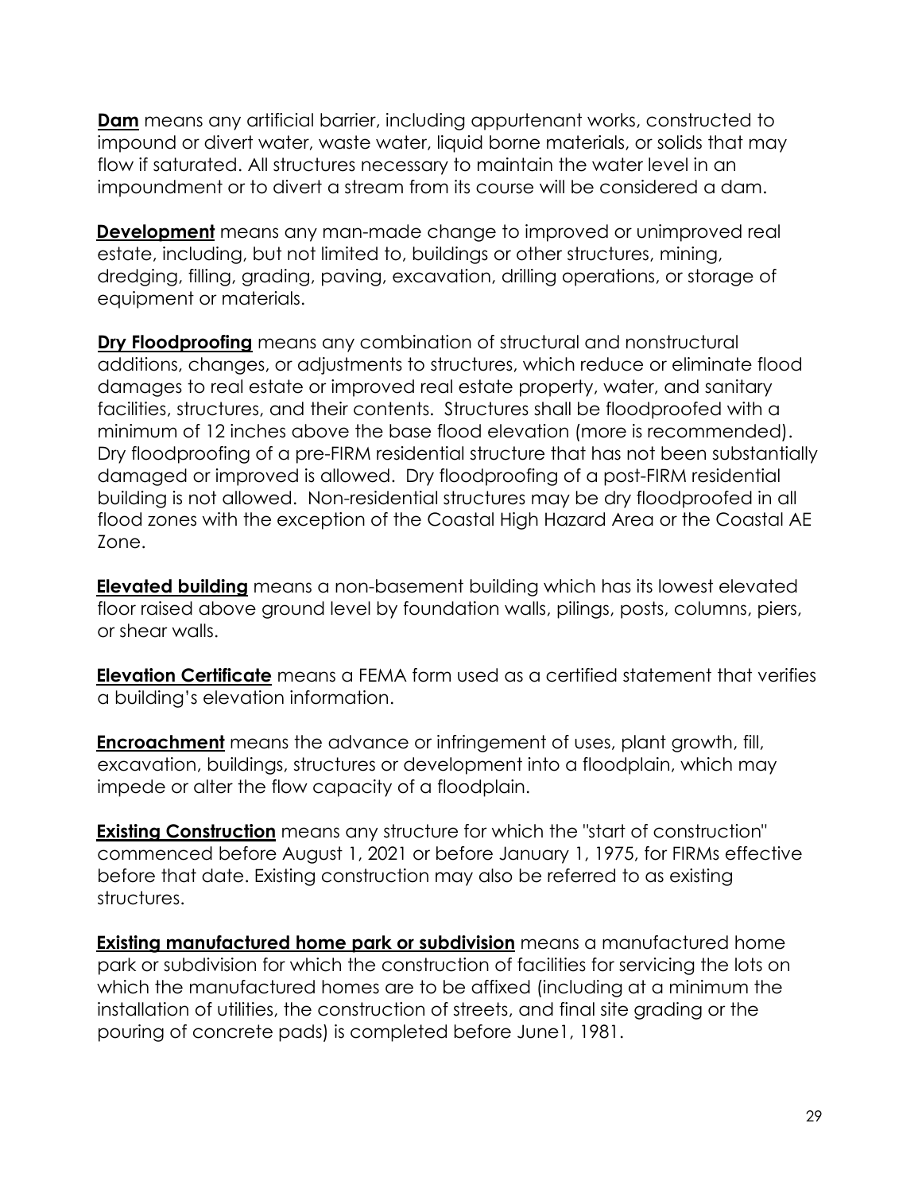**Dam** means any artificial barrier, including appurtenant works, constructed to impound or divert water, waste water, liquid borne materials, or solids that may flow if saturated. All structures necessary to maintain the water level in an impoundment or to divert a stream from its course will be considered a dam.

**Development** means any man-made change to improved or unimproved real estate, including, but not limited to, buildings or other structures, mining, dredging, filling, grading, paving, excavation, drilling operations, or storage of equipment or materials.

**Dry Floodproofing** means any combination of structural and nonstructural additions, changes, or adjustments to structures, which reduce or eliminate flood damages to real estate or improved real estate property, water, and sanitary facilities, structures, and their contents. Structures shall be floodproofed with a minimum of 12 inches above the base flood elevation (more is recommended). Dry floodproofing of a pre-FIRM residential structure that has not been substantially damaged or improved is allowed. Dry floodproofing of a post-FIRM residential building is not allowed. Non-residential structures may be dry floodproofed in all flood zones with the exception of the Coastal High Hazard Area or the Coastal AE Zone.

**Elevated building** means a non-basement building which has its lowest elevated floor raised above ground level by foundation walls, pilings, posts, columns, piers, or shear walls.

**Elevation Certificate** means a FEMA form used as a certified statement that verifies a building's elevation information.

**Encroachment** means the advance or infringement of uses, plant growth, fill, excavation, buildings, structures or development into a floodplain, which may impede or alter the flow capacity of a floodplain.

**Existing Construction** means any structure for which the "start of construction" commenced before August 1, 2021 or before January 1, 1975, for FIRMs effective before that date. Existing construction may also be referred to as existing structures.

**Existing manufactured home park or subdivision** means a manufactured home park or subdivision for which the construction of facilities for servicing the lots on which the manufactured homes are to be affixed (including at a minimum the installation of utilities, the construction of streets, and final site grading or the pouring of concrete pads) is completed before June1, 1981.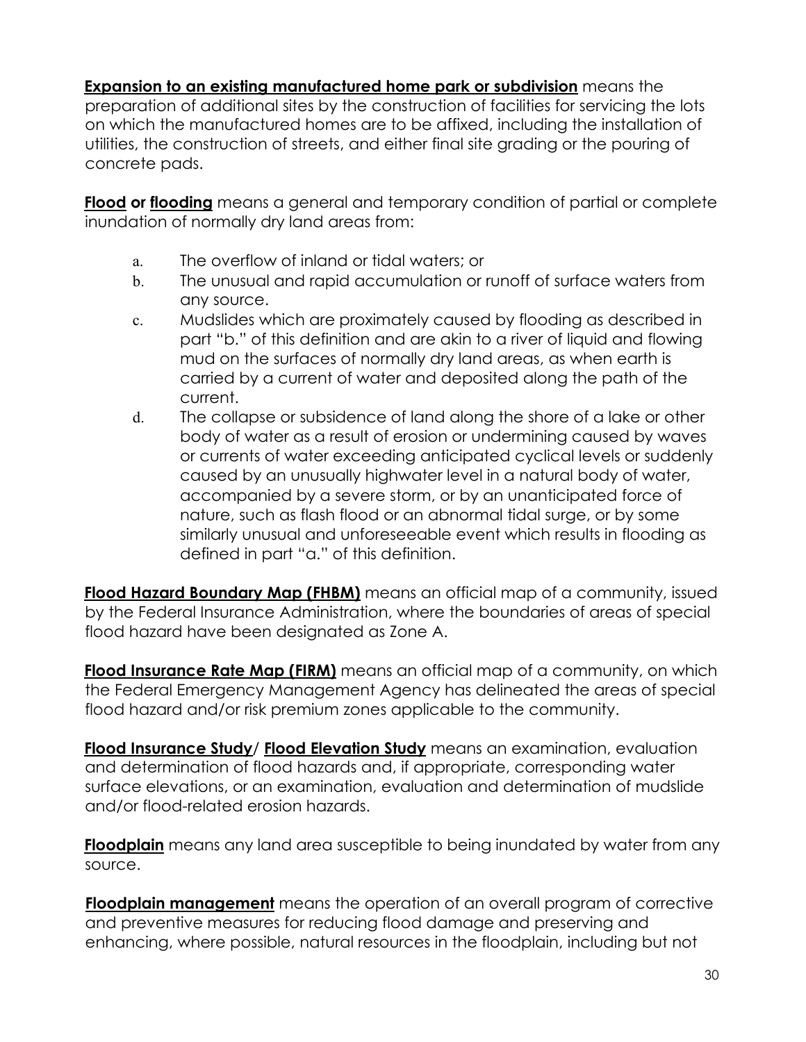**Expansion to an existing manufactured home park or subdivision** means the preparation of additional sites by the construction of facilities for servicing the lots on which the manufactured homes are to be affixed, including the installation of utilities, the construction of streets, and either final site grading or the pouring of concrete pads.

**Flood or flooding** means a general and temporary condition of partial or complete inundation of normally dry land areas from:

a. The overflow of inland or tidal waters; or
b. The unusual and rapid accumulation or runoff of surface waters from any source.
c. Mudslides which are proximately caused by flooding as described in part "b." of this definition and are akin to a river of liquid and flowing mud on the surfaces of normally dry land areas, as when earth is carried by a current of water and deposited along the path of the current.
d. The collapse or subsidence of land along the shore of a lake or other body of water as a result of erosion or undermining caused by waves or currents of water exceeding anticipated cyclical levels or suddenly caused by an unusually highwater level in a natural body of water, accompanied by a severe storm, or by an unanticipated force of nature, such as flash flood or an abnormal tidal surge, or by some similarly unusual and unforeseeable event which results in flooding as defined in part "a." of this definition.

**Flood Hazard Boundary Map (FHBM)** means an official map of a community, issued by the Federal Insurance Administration, where the boundaries of areas of special flood hazard have been designated as Zone A.

**Flood Insurance Rate Map (FIRM)** means an official map of a community, on which the Federal Emergency Management Agency has delineated the areas of special flood hazard and/or risk premium zones applicable to the community.

**Flood Insurance Study/ Flood Elevation Study** means an examination, evaluation and determination of flood hazards and, if appropriate, corresponding water surface elevations, or an examination, evaluation and determination of mudslide and/or flood-related erosion hazards.

**Floodplain** means any land area susceptible to being inundated by water from any source.

**Floodplain management** means the operation of an overall program of corrective and preventive measures for reducing flood damage and preserving and enhancing, where possible, natural resources in the floodplain, including but not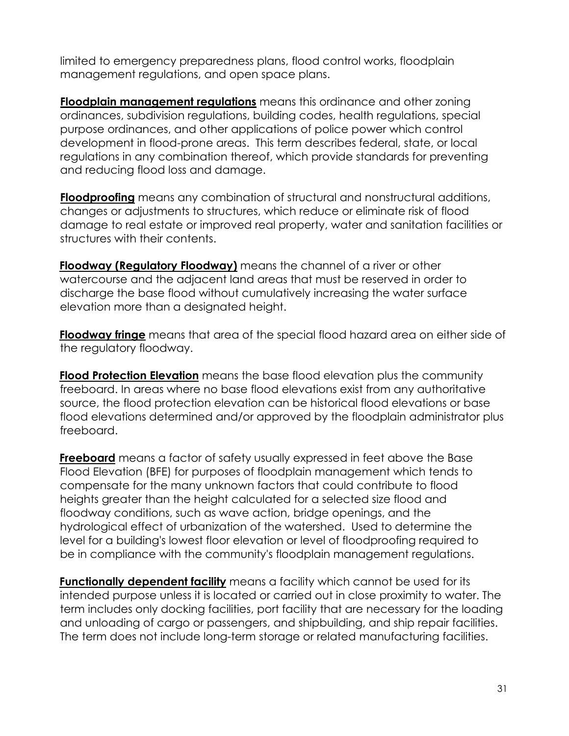limited to emergency preparedness plans, flood control works, floodplain management regulations, and open space plans.

**Floodplain management regulations** means this ordinance and other zoning ordinances, subdivision regulations, building codes, health regulations, special purpose ordinances, and other applications of police power which control development in flood-prone areas. This term describes federal, state, or local regulations in any combination thereof, which provide standards for preventing and reducing flood loss and damage.

**Floodproofing** means any combination of structural and nonstructural additions, changes or adjustments to structures, which reduce or eliminate risk of flood damage to real estate or improved real property, water and sanitation facilities or structures with their contents.

**Floodway (Regulatory Floodway)** means the channel of a river or other watercourse and the adjacent land areas that must be reserved in order to discharge the base flood without cumulatively increasing the water surface elevation more than a designated height.

**Floodway fringe** means that area of the special flood hazard area on either side of the regulatory floodway.

**Flood Protection Elevation** means the base flood elevation plus the community freeboard. In areas where no base flood elevations exist from any authoritative source, the flood protection elevation can be historical flood elevations or base flood elevations determined and/or approved by the floodplain administrator plus freeboard.

**Freeboard** means a factor of safety usually expressed in feet above the Base Flood Elevation (BFE) for purposes of floodplain management which tends to compensate for the many unknown factors that could contribute to flood heights greater than the height calculated for a selected size flood and floodway conditions, such as wave action, bridge openings, and the hydrological effect of urbanization of the watershed. Used to determine the level for a building's lowest floor elevation or level of floodproofing required to be in compliance with the community's floodplain management regulations.

**Functionally dependent facility** means a facility which cannot be used for its intended purpose unless it is located or carried out in close proximity to water. The term includes only docking facilities, port facility that are necessary for the loading and unloading of cargo or passengers, and shipbuilding, and ship repair facilities. The term does not include long-term storage or related manufacturing facilities.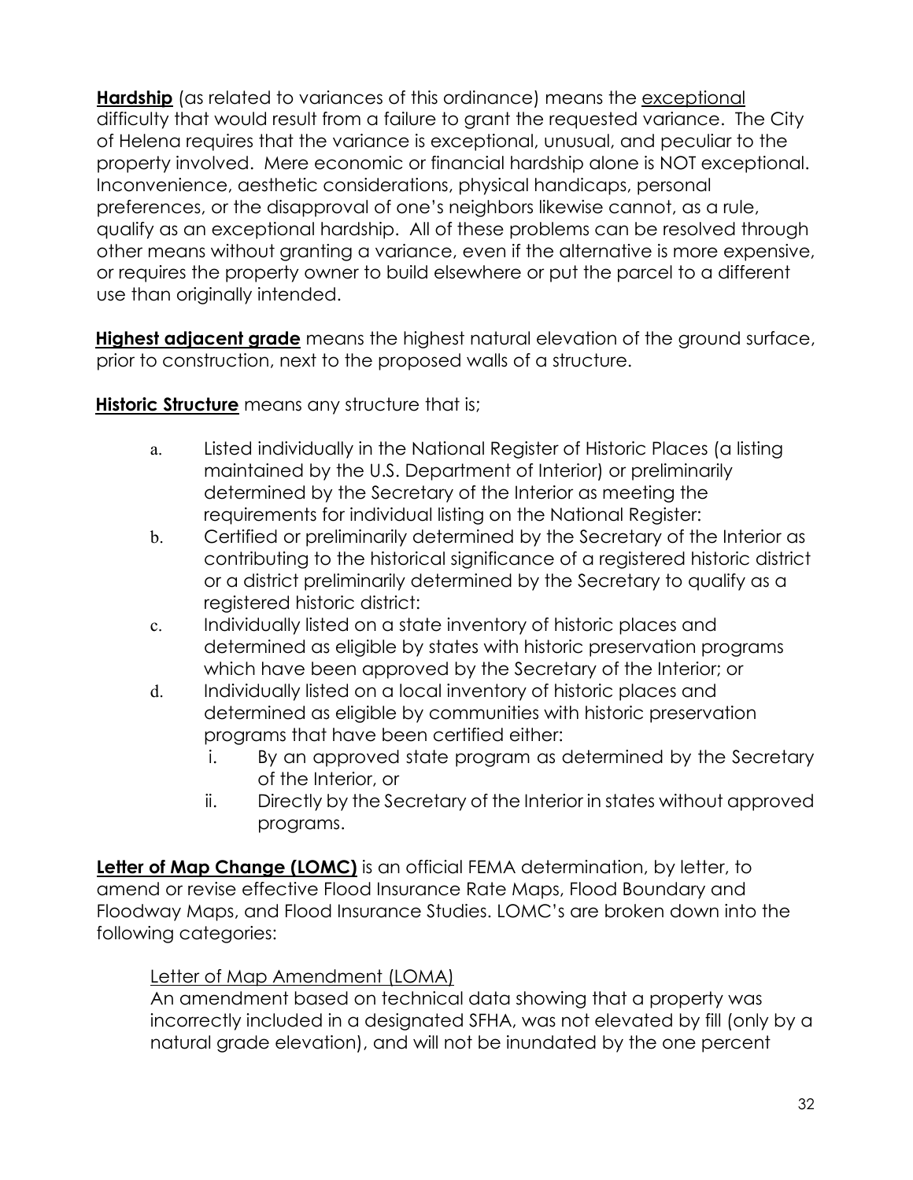**<u>Hardship</u>** (as related to variances of this ordinance) means the <u>exceptional</u> difficulty that would result from a failure to grant the requested variance. The City of Helena requires that the variance is exceptional, unusual, and peculiar to the property involved. Mere economic or financial hardship alone is NOT exceptional. Inconvenience, aesthetic considerations, physical handicaps, personal preferences, or the disapproval of one's neighbors likewise cannot, as a rule, qualify as an exceptional hardship. All of these problems can be resolved through other means without granting a variance, even if the alternative is more expensive, or requires the property owner to build elsewhere or put the parcel to a different use than originally intended.

**<u>Highest adjacent grade</u>** means the highest natural elevation of the ground surface, prior to construction, next to the proposed walls of a structure.

**<u>Historic Structure</u>** means any structure that is;

a. Listed individually in the National Register of Historic Places (a listing maintained by the U.S. Department of Interior) or preliminarily determined by the Secretary of the Interior as meeting the requirements for individual listing on the National Register:
b. Certified or preliminarily determined by the Secretary of the Interior as contributing to the historical significance of a registered historic district or a district preliminarily determined by the Secretary to qualify as a registered historic district:
c. Individually listed on a state inventory of historic places and determined as eligible by states with historic preservation programs which have been approved by the Secretary of the Interior; or
d. Individually listed on a local inventory of historic places and determined as eligible by communities with historic preservation programs that have been certified either:
   i. By an approved state program as determined by the Secretary of the Interior, or
   ii. Directly by the Secretary of the Interior in states without approved programs.

**<u>Letter of Map Change (LOMC)</u>** is an official FEMA determination, by letter, to amend or revise effective Flood Insurance Rate Maps, Flood Boundary and Floodway Maps, and Flood Insurance Studies. LOMC's are broken down into the following categories:

<u>Letter of Map Amendment (LOMA)</u>
An amendment based on technical data showing that a property was incorrectly included in a designated SFHA, was not elevated by fill (only by a natural grade elevation), and will not be inundated by the one percent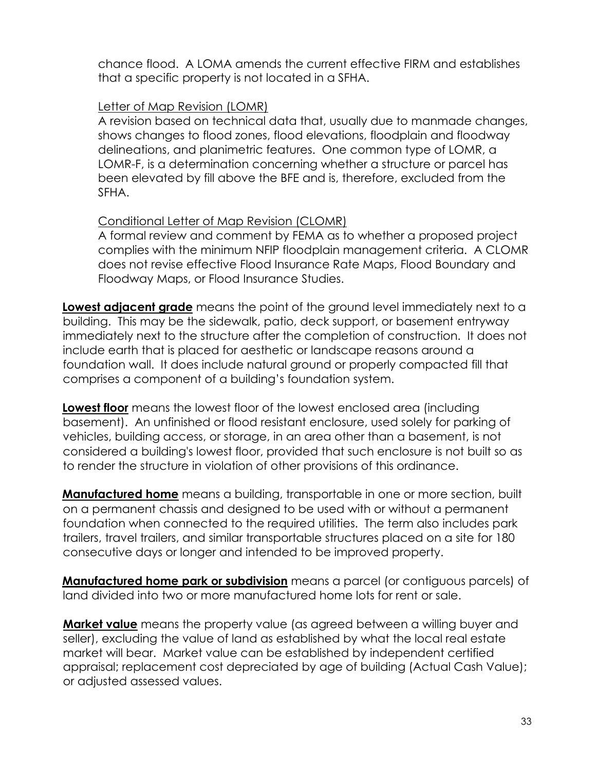chance flood. A LOMA amends the current effective FIRM and establishes that a specific property is not located in a SFHA.

<u>Letter of Map Revision (LOMR)</u>
A revision based on technical data that, usually due to manmade changes, shows changes to flood zones, flood elevations, floodplain and floodway delineations, and planimetric features. One common type of LOMR, a LOMR-F, is a determination concerning whether a structure or parcel has been elevated by fill above the BFE and is, therefore, excluded from the SFHA.

<u>Conditional Letter of Map Revision (CLOMR)</u>
A formal review and comment by FEMA as to whether a proposed project complies with the minimum NFIP floodplain management criteria. A CLOMR does not revise effective Flood Insurance Rate Maps, Flood Boundary and Floodway Maps, or Flood Insurance Studies.

**<u>Lowest adjacent grade</u>** means the point of the ground level immediately next to a building. This may be the sidewalk, patio, deck support, or basement entryway immediately next to the structure after the completion of construction. It does not include earth that is placed for aesthetic or landscape reasons around a foundation wall. It does include natural ground or properly compacted fill that comprises a component of a building's foundation system.

**<u>Lowest floor</u>** means the lowest floor of the lowest enclosed area (including basement). An unfinished or flood resistant enclosure, used solely for parking of vehicles, building access, or storage, in an area other than a basement, is not considered a building's lowest floor, provided that such enclosure is not built so as to render the structure in violation of other provisions of this ordinance.

**<u>Manufactured home</u>** means a building, transportable in one or more section, built on a permanent chassis and designed to be used with or without a permanent foundation when connected to the required utilities. The term also includes park trailers, travel trailers, and similar transportable structures placed on a site for 180 consecutive days or longer and intended to be improved property.

**<u>Manufactured home park or subdivision</u>** means a parcel (or contiguous parcels) of land divided into two or more manufactured home lots for rent or sale.

**<u>Market value</u>** means the property value (as agreed between a willing buyer and seller), excluding the value of land as established by what the local real estate market will bear. Market value can be established by independent certified appraisal; replacement cost depreciated by age of building (Actual Cash Value); or adjusted assessed values.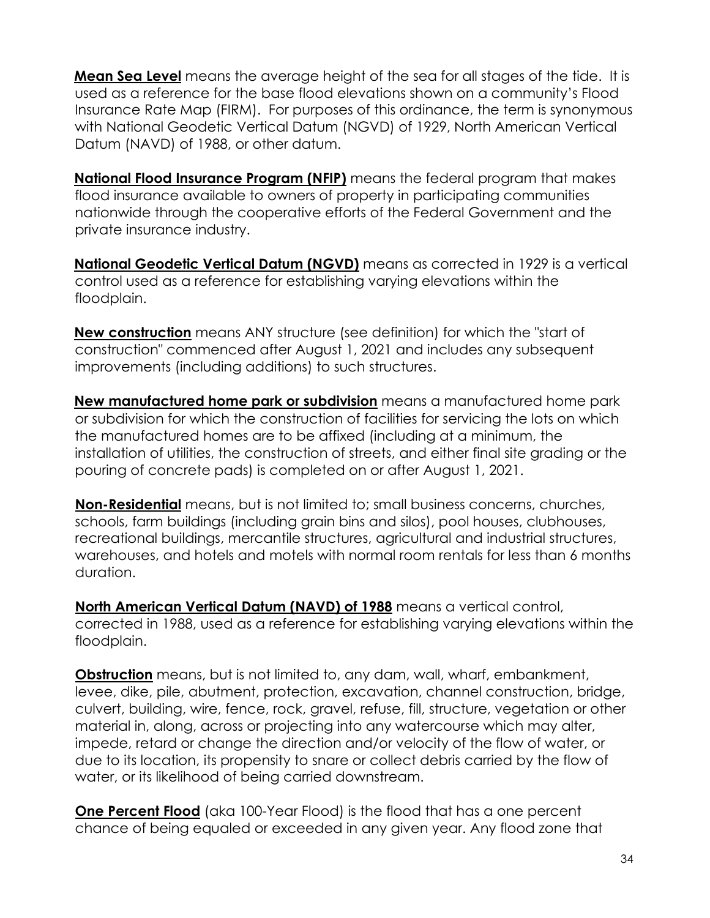**Mean Sea Level** means the average height of the sea for all stages of the tide. It is used as a reference for the base flood elevations shown on a community's Flood Insurance Rate Map (FIRM). For purposes of this ordinance, the term is synonymous with National Geodetic Vertical Datum (NGVD) of 1929, North American Vertical Datum (NAVD) of 1988, or other datum.

**National Flood Insurance Program (NFIP)** means the federal program that makes flood insurance available to owners of property in participating communities nationwide through the cooperative efforts of the Federal Government and the private insurance industry.

**National Geodetic Vertical Datum (NGVD)** means as corrected in 1929 is a vertical control used as a reference for establishing varying elevations within the floodplain.

**New construction** means ANY structure (see definition) for which the "start of construction" commenced after August 1, 2021 and includes any subsequent improvements (including additions) to such structures.

**New manufactured home park or subdivision** means a manufactured home park or subdivision for which the construction of facilities for servicing the lots on which the manufactured homes are to be affixed (including at a minimum, the installation of utilities, the construction of streets, and either final site grading or the pouring of concrete pads) is completed on or after August 1, 2021.

**Non-Residential** means, but is not limited to; small business concerns, churches, schools, farm buildings (including grain bins and silos), pool houses, clubhouses, recreational buildings, mercantile structures, agricultural and industrial structures, warehouses, and hotels and motels with normal room rentals for less than 6 months duration.

**North American Vertical Datum (NAVD) of 1988** means a vertical control, corrected in 1988, used as a reference for establishing varying elevations within the floodplain.

**Obstruction** means, but is not limited to, any dam, wall, wharf, embankment, levee, dike, pile, abutment, protection, excavation, channel construction, bridge, culvert, building, wire, fence, rock, gravel, refuse, fill, structure, vegetation or other material in, along, across or projecting into any watercourse which may alter, impede, retard or change the direction and/or velocity of the flow of water, or due to its location, its propensity to snare or collect debris carried by the flow of water, or its likelihood of being carried downstream.

**One Percent Flood** (aka 100-Year Flood) is the flood that has a one percent chance of being equaled or exceeded in any given year. Any flood zone that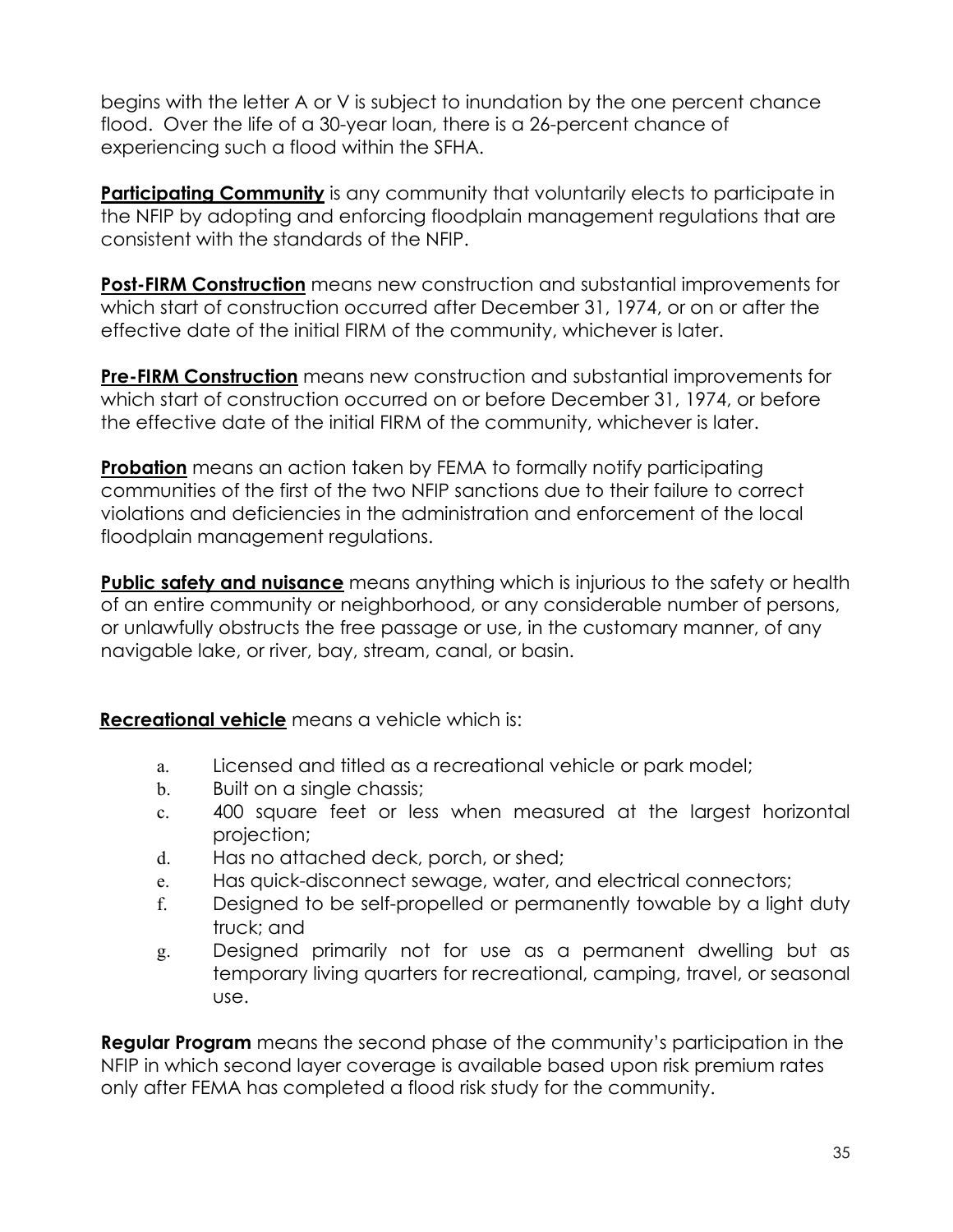begins with the letter A or V is subject to inundation by the one percent chance flood. Over the life of a 30-year loan, there is a 26-percent chance of experiencing such a flood within the SFHA.

**Participating Community** is any community that voluntarily elects to participate in the NFIP by adopting and enforcing floodplain management regulations that are consistent with the standards of the NFIP.

**Post-FIRM Construction** means new construction and substantial improvements for which start of construction occurred after December 31, 1974, or on or after the effective date of the initial FIRM of the community, whichever is later.

**Pre-FIRM Construction** means new construction and substantial improvements for which start of construction occurred on or before December 31, 1974, or before the effective date of the initial FIRM of the community, whichever is later.

**Probation** means an action taken by FEMA to formally notify participating communities of the first of the two NFIP sanctions due to their failure to correct violations and deficiencies in the administration and enforcement of the local floodplain management regulations.

**Public safety and nuisance** means anything which is injurious to the safety or health of an entire community or neighborhood, or any considerable number of persons, or unlawfully obstructs the free passage or use, in the customary manner, of any navigable lake, or river, bay, stream, canal, or basin.

**Recreational vehicle** means a vehicle which is:

a. Licensed and titled as a recreational vehicle or park model;
b. Built on a single chassis;
c. 400 square feet or less when measured at the largest horizontal projection;
d. Has no attached deck, porch, or shed;
e. Has quick-disconnect sewage, water, and electrical connectors;
f. Designed to be self-propelled or permanently towable by a light duty truck; and
g. Designed primarily not for use as a permanent dwelling but as temporary living quarters for recreational, camping, travel, or seasonal use.

**Regular Program** means the second phase of the community's participation in the NFIP in which second layer coverage is available based upon risk premium rates only after FEMA has completed a flood risk study for the community.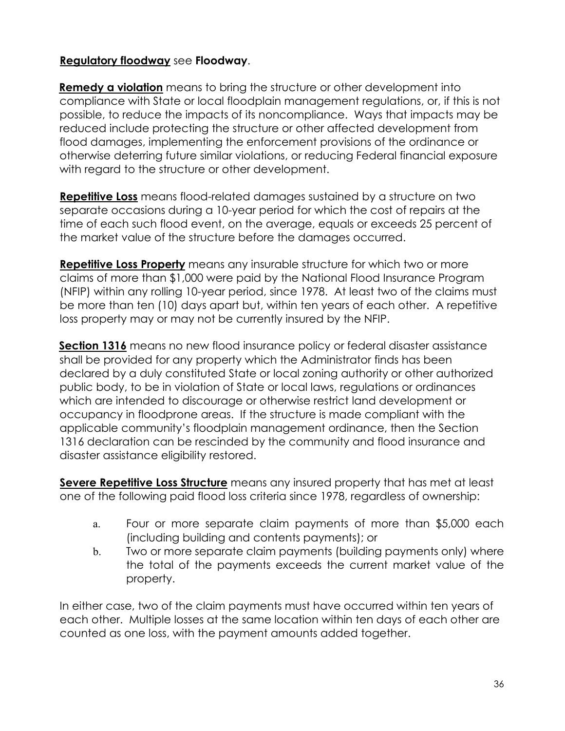**Regulatory floodway** see **Floodway**.

**Remedy a violation** means to bring the structure or other development into compliance with State or local floodplain management regulations, or, if this is not possible, to reduce the impacts of its noncompliance. Ways that impacts may be reduced include protecting the structure or other affected development from flood damages, implementing the enforcement provisions of the ordinance or otherwise deterring future similar violations, or reducing Federal financial exposure with regard to the structure or other development.

**Repetitive Loss** means flood-related damages sustained by a structure on two separate occasions during a 10-year period for which the cost of repairs at the time of each such flood event, on the average, equals or exceeds 25 percent of the market value of the structure before the damages occurred.

**Repetitive Loss Property** means any insurable structure for which two or more claims of more than $1,000 were paid by the National Flood Insurance Program (NFIP) within any rolling 10-year period, since 1978. At least two of the claims must be more than ten (10) days apart but, within ten years of each other. A repetitive loss property may or may not be currently insured by the NFIP.

**Section 1316** means no new flood insurance policy or federal disaster assistance shall be provided for any property which the Administrator finds has been declared by a duly constituted State or local zoning authority or other authorized public body, to be in violation of State or local laws, regulations or ordinances which are intended to discourage or otherwise restrict land development or occupancy in floodprone areas. If the structure is made compliant with the applicable community's floodplain management ordinance, then the Section 1316 declaration can be rescinded by the community and flood insurance and disaster assistance eligibility restored.

**Severe Repetitive Loss Structure** means any insured property that has met at least one of the following paid flood loss criteria since 1978, regardless of ownership:

a. Four or more separate claim payments of more than $5,000 each (including building and contents payments); or
b. Two or more separate claim payments (building payments only) where the total of the payments exceeds the current market value of the property.

In either case, two of the claim payments must have occurred within ten years of each other. Multiple losses at the same location within ten days of each other are counted as one loss, with the payment amounts added together.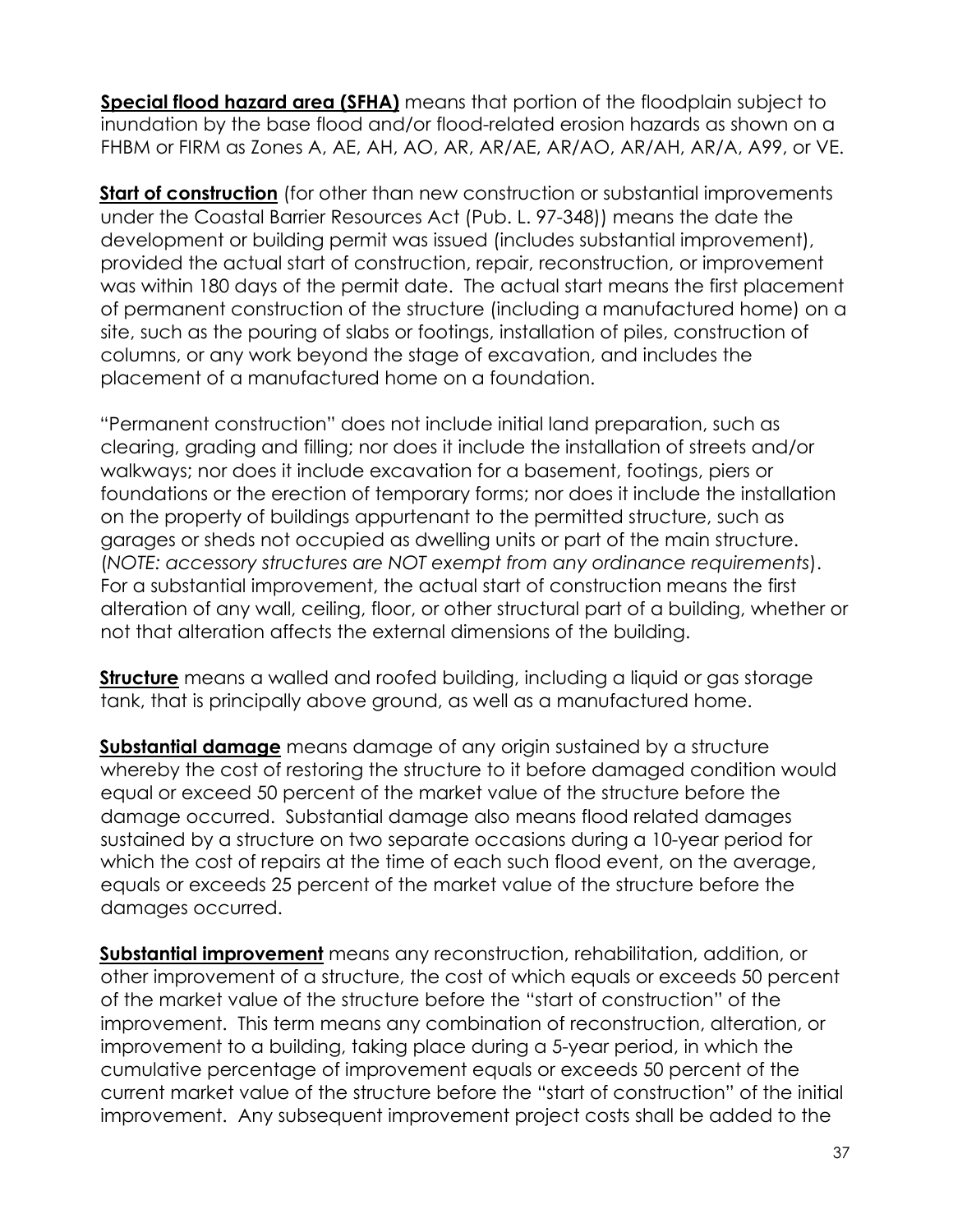**Special flood hazard area (SFHA)** means that portion of the floodplain subject to inundation by the base flood and/or flood-related erosion hazards as shown on a FHBM or FIRM as Zones A, AE, AH, AO, AR, AR/AE, AR/AO, AR/AH, AR/A, A99, or VE.

**Start of construction** (for other than new construction or substantial improvements under the Coastal Barrier Resources Act (Pub. L. 97-348)) means the date the development or building permit was issued (includes substantial improvement), provided the actual start of construction, repair, reconstruction, or improvement was within 180 days of the permit date. The actual start means the first placement of permanent construction of the structure (including a manufactured home) on a site, such as the pouring of slabs or footings, installation of piles, construction of columns, or any work beyond the stage of excavation, and includes the placement of a manufactured home on a foundation.

"Permanent construction" does not include initial land preparation, such as clearing, grading and filling; nor does it include the installation of streets and/or walkways; nor does it include excavation for a basement, footings, piers or foundations or the erection of temporary forms; nor does it include the installation on the property of buildings appurtenant to the permitted structure, such as garages or sheds not occupied as dwelling units or part of the main structure. (*NOTE: accessory structures are NOT exempt from any ordinance requirements*). For a substantial improvement, the actual start of construction means the first alteration of any wall, ceiling, floor, or other structural part of a building, whether or not that alteration affects the external dimensions of the building.

**Structure** means a walled and roofed building, including a liquid or gas storage tank, that is principally above ground, as well as a manufactured home.

**Substantial damage** means damage of any origin sustained by a structure whereby the cost of restoring the structure to it before damaged condition would equal or exceed 50 percent of the market value of the structure before the damage occurred. Substantial damage also means flood related damages sustained by a structure on two separate occasions during a 10-year period for which the cost of repairs at the time of each such flood event, on the average, equals or exceeds 25 percent of the market value of the structure before the damages occurred.

**Substantial improvement** means any reconstruction, rehabilitation, addition, or other improvement of a structure, the cost of which equals or exceeds 50 percent of the market value of the structure before the "start of construction" of the improvement. This term means any combination of reconstruction, alteration, or improvement to a building, taking place during a 5-year period, in which the cumulative percentage of improvement equals or exceeds 50 percent of the current market value of the structure before the "start of construction" of the initial improvement. Any subsequent improvement project costs shall be added to the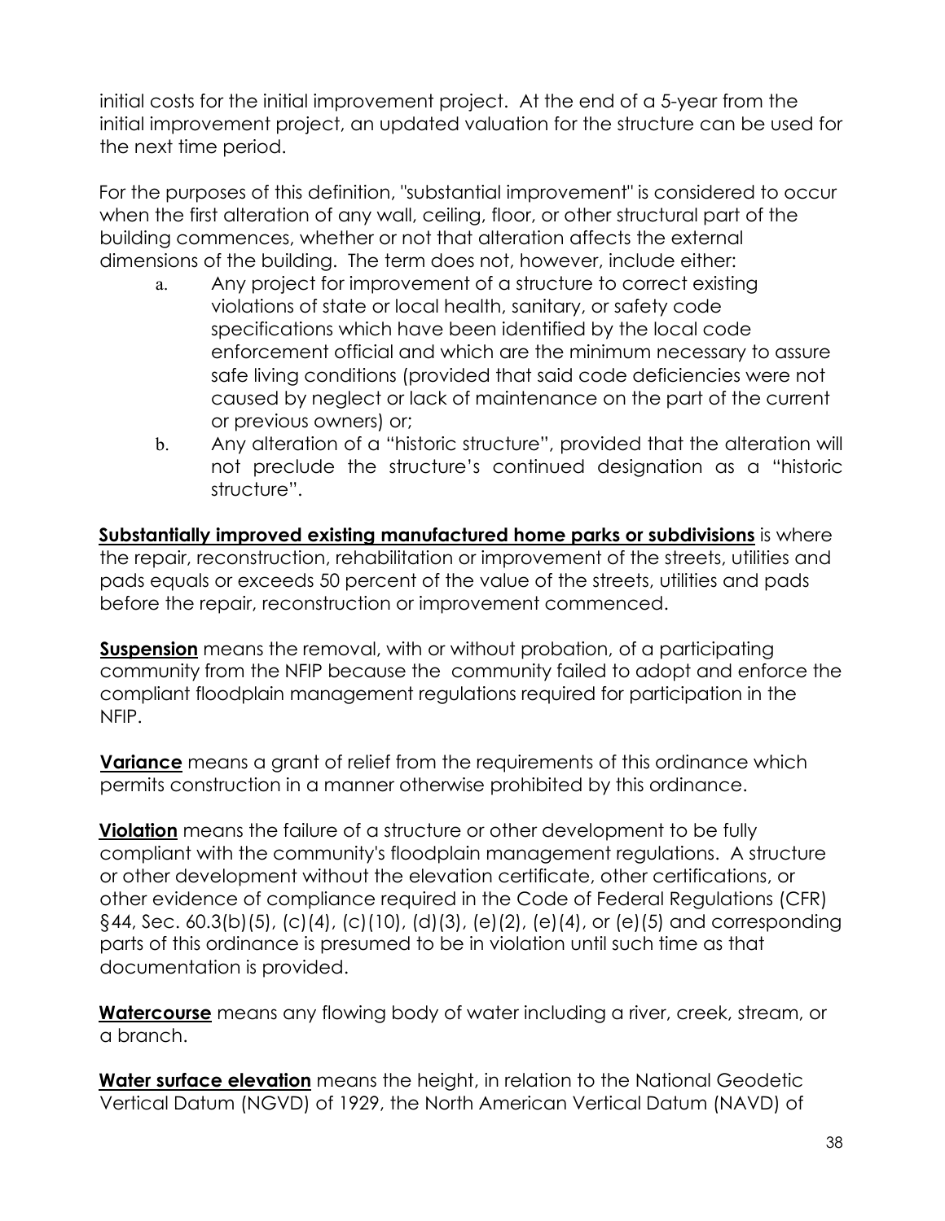initial costs for the initial improvement project. At the end of a 5-year from the initial improvement project, an updated valuation for the structure can be used for the next time period.

For the purposes of this definition, "substantial improvement" is considered to occur when the first alteration of any wall, ceiling, floor, or other structural part of the building commences, whether or not that alteration affects the external dimensions of the building. The term does not, however, include either:

a. Any project for improvement of a structure to correct existing violations of state or local health, sanitary, or safety code specifications which have been identified by the local code enforcement official and which are the minimum necessary to assure safe living conditions (provided that said code deficiencies were not caused by neglect or lack of maintenance on the part of the current or previous owners) or;

b. Any alteration of a "historic structure", provided that the alteration will not preclude the structure's continued designation as a "historic structure".

**Substantially improved existing manufactured home parks or subdivisions** is where the repair, reconstruction, rehabilitation or improvement of the streets, utilities and pads equals or exceeds 50 percent of the value of the streets, utilities and pads before the repair, reconstruction or improvement commenced.

**Suspension** means the removal, with or without probation, of a participating community from the NFIP because the community failed to adopt and enforce the compliant floodplain management regulations required for participation in the NFIP.

**Variance** means a grant of relief from the requirements of this ordinance which permits construction in a manner otherwise prohibited by this ordinance.

**Violation** means the failure of a structure or other development to be fully compliant with the community's floodplain management regulations. A structure or other development without the elevation certificate, other certifications, or other evidence of compliance required in the Code of Federal Regulations (CFR) §44, Sec. 60.3(b)(5), (c)(4), (c)(10), (d)(3), (e)(2), (e)(4), or (e)(5) and corresponding parts of this ordinance is presumed to be in violation until such time as that documentation is provided.

**Watercourse** means any flowing body of water including a river, creek, stream, or a branch.

**Water surface elevation** means the height, in relation to the National Geodetic Vertical Datum (NGVD) of 1929, the North American Vertical Datum (NAVD) of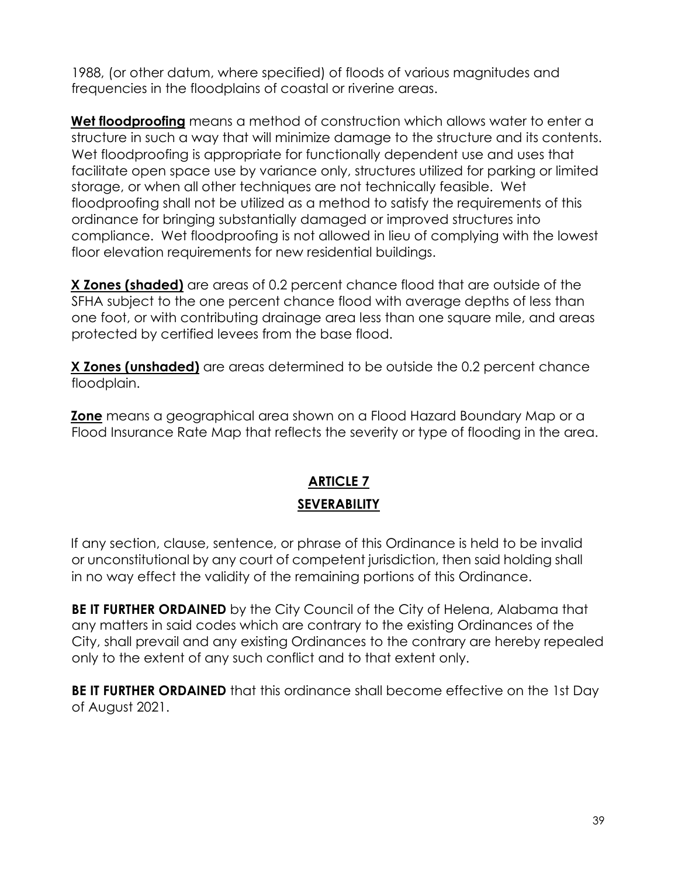1988, (or other datum, where specified) of floods of various magnitudes and frequencies in the floodplains of coastal or riverine areas.

**Wet floodproofing** means a method of construction which allows water to enter a structure in such a way that will minimize damage to the structure and its contents. Wet floodproofing is appropriate for functionally dependent use and uses that facilitate open space use by variance only, structures utilized for parking or limited storage, or when all other techniques are not technically feasible. Wet floodproofing shall not be utilized as a method to satisfy the requirements of this ordinance for bringing substantially damaged or improved structures into compliance. Wet floodproofing is not allowed in lieu of complying with the lowest floor elevation requirements for new residential buildings.

**X Zones (shaded)** are areas of 0.2 percent chance flood that are outside of the SFHA subject to the one percent chance flood with average depths of less than one foot, or with contributing drainage area less than one square mile, and areas protected by certified levees from the base flood.

**X Zones (unshaded)** are areas determined to be outside the 0.2 percent chance floodplain.

**Zone** means a geographical area shown on a Flood Hazard Boundary Map or a Flood Insurance Rate Map that reflects the severity or type of flooding in the area.

## ARTICLE 7

## SEVERABILITY

If any section, clause, sentence, or phrase of this Ordinance is held to be invalid or unconstitutional by any court of competent jurisdiction, then said holding shall in no way effect the validity of the remaining portions of this Ordinance.

**BE IT FURTHER ORDAINED** by the City Council of the City of Helena, Alabama that any matters in said codes which are contrary to the existing Ordinances of the City, shall prevail and any existing Ordinances to the contrary are hereby repealed only to the extent of any such conflict and to that extent only.

**BE IT FURTHER ORDAINED** that this ordinance shall become effective on the 1st Day of August 2021.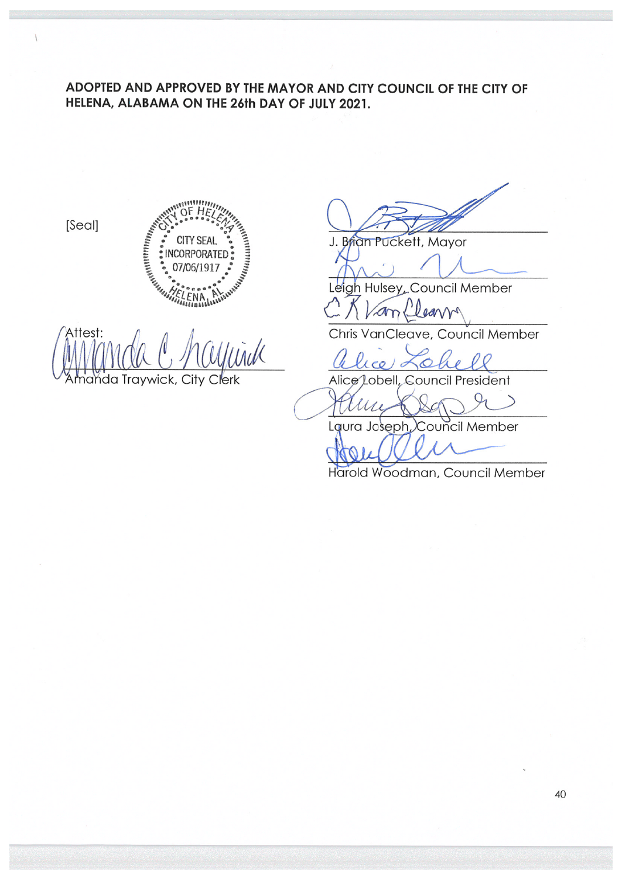**ADOPTED AND APPROVED BY THE MAYOR AND CITY COUNCIL OF THE CITY OF HELENA, ALABAMA ON THE 26th DAY OF JULY 2021.**

[Seal]

CITY OF HELENA
CITY SEAL
INCORPORATED
07/06/1917
HELENA, AL

J. Brian Puckett, Mayor

Leigh Hulsey, Council Member

Chris VanCleave, Council Member

Alice Lobell, Council President

Laura Joseph, Council Member

Harold Woodman, Council Member

Attest:

Amanda Traywick, City Clerk